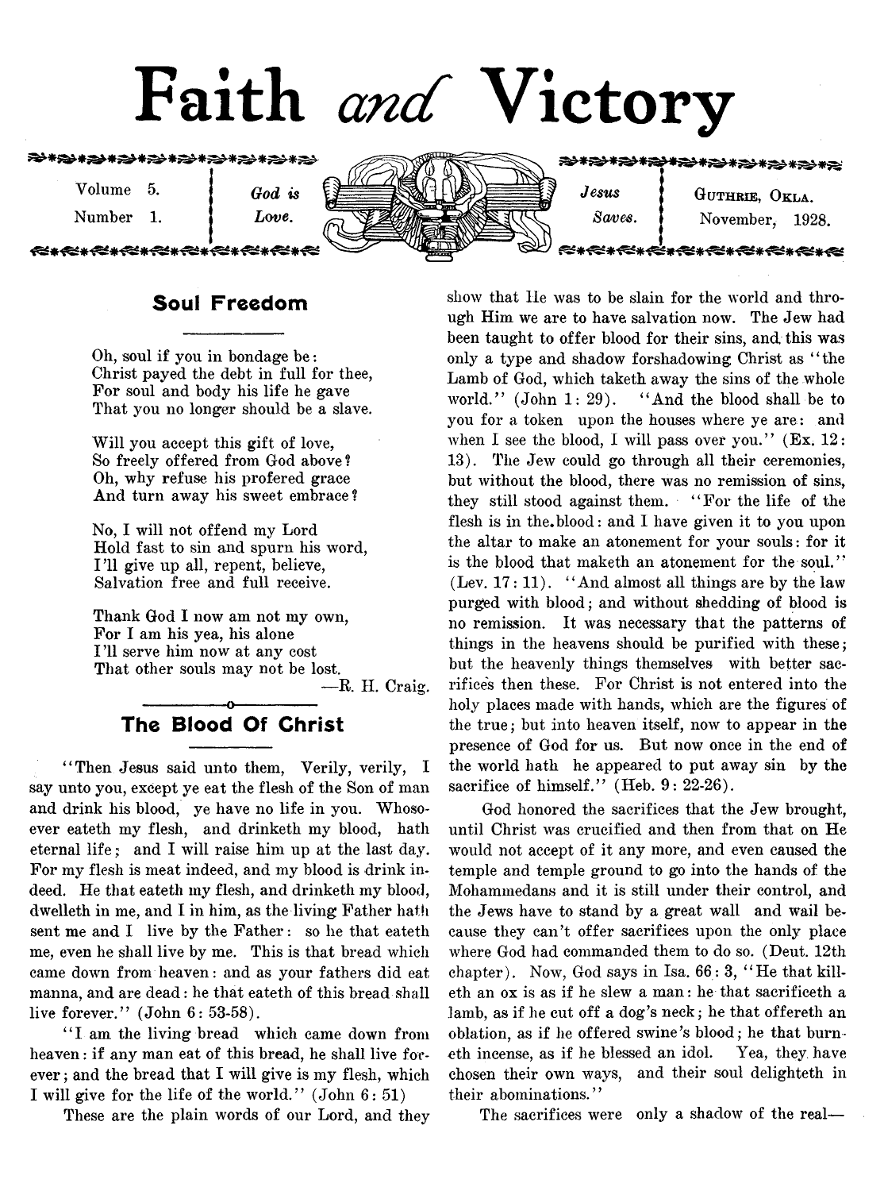# Faith and Victory

Volume 5. Number 1. | *God is Love.* | *Jesus Saves.* | GUTHRIE, OKLA. November, 1928.

## Soul Freedom

Oh, soul if you in bondage be:  
Christ payed the debt in full for thee,  
For soul and body his life he gave  
That you no longer should be a slave.

Will you accept this gift of love,  
So freely offered from God above?  
Oh, why refuse his profered grace  
And turn away his sweet embrace?

No, I will not offend my Lord  
Hold fast to sin and spurn his word,  
I'll give up all, repent, believe,  
Salvation free and full receive.

Thank God I now am not my own,  
For I am his yea, his alone  
I'll serve him now at any cost  
That other souls may not be lost.

—R. H. Craig.

## The Blood Of Christ

"Then Jesus said unto them, Verily, verily, I say unto you, except ye eat the flesh of the Son of man and drink his blood, ye have no life in you. Whosoever eateth my flesh, and drinketh my blood, hath eternal life; and I will raise him up at the last day. For my flesh is meat indeed, and my blood is drink indeed. He that eateth my flesh, and drinketh my blood, dwelleth in me, and I in him, as the living Father hath sent me and I live by the Father: so he that eateth me, even he shall live by me. This is that bread which came down from heaven: and as your fathers did eat manna, and are dead: he that eateth of this bread shall live forever." (John 6: 53-58).

"I am the living bread which came down from heaven: if any man eat of this bread, he shall live forever; and the bread that I will give is my flesh, which I will give for the life of the world." (John 6: 51)

These are the plain words of our Lord, and they show that He was to be slain for the world and through Him we are to have salvation now. The Jew had been taught to offer blood for their sins, and this was only a type and shadow forshadowing Christ as "the Lamb of God, which taketh away the sins of the whole world." (John 1: 29). "And the blood shall be to you for a token upon the houses where ye are: and when I see the blood, I will pass over you." (Ex. 12: 13). The Jew could go through all their ceremonies, but without the blood, there was no remission of sins, they still stood against them. "For the life of the flesh is in the blood: and I have given it to you upon the altar to make an atonement for your souls: for it is the blood that maketh an atonement for the soul." (Lev. 17: 11). "And almost all things are by the law purged with blood; and without shedding of blood is no remission. It was necessary that the patterns of things in the heavens should be purified with these; but the heavenly things themselves with better sacrifices then these. For Christ is not entered into the holy places made with hands, which are the figures of the true; but into heaven itself, now to appear in the presence of God for us. But now once in the end of the world hath he appeared to put away sin by the sacrifice of himself." (Heb. 9: 22-26).

God honored the sacrifices that the Jew brought, until Christ was crucified and then from that on He would not accept of it any more, and even caused the temple and temple ground to go into the hands of the Mohammedans and it is still under their control, and the Jews have to stand by a great wall and wail because they can't offer sacrifices upon the only place where God had commanded them to do so. (Deut. 12th chapter). Now, God says in Isa. 66: 3, "He that killeth an ox is as if he slew a man: he that sacrificeth a lamb, as if he cut off a dog's neck; he that offereth an oblation, as if he offered swine's blood; he that burneth incense, as if he blessed an idol. Yea, they have chosen their own ways, and their soul delighteth in their abominations."

The sacrifices were only a shadow of the real—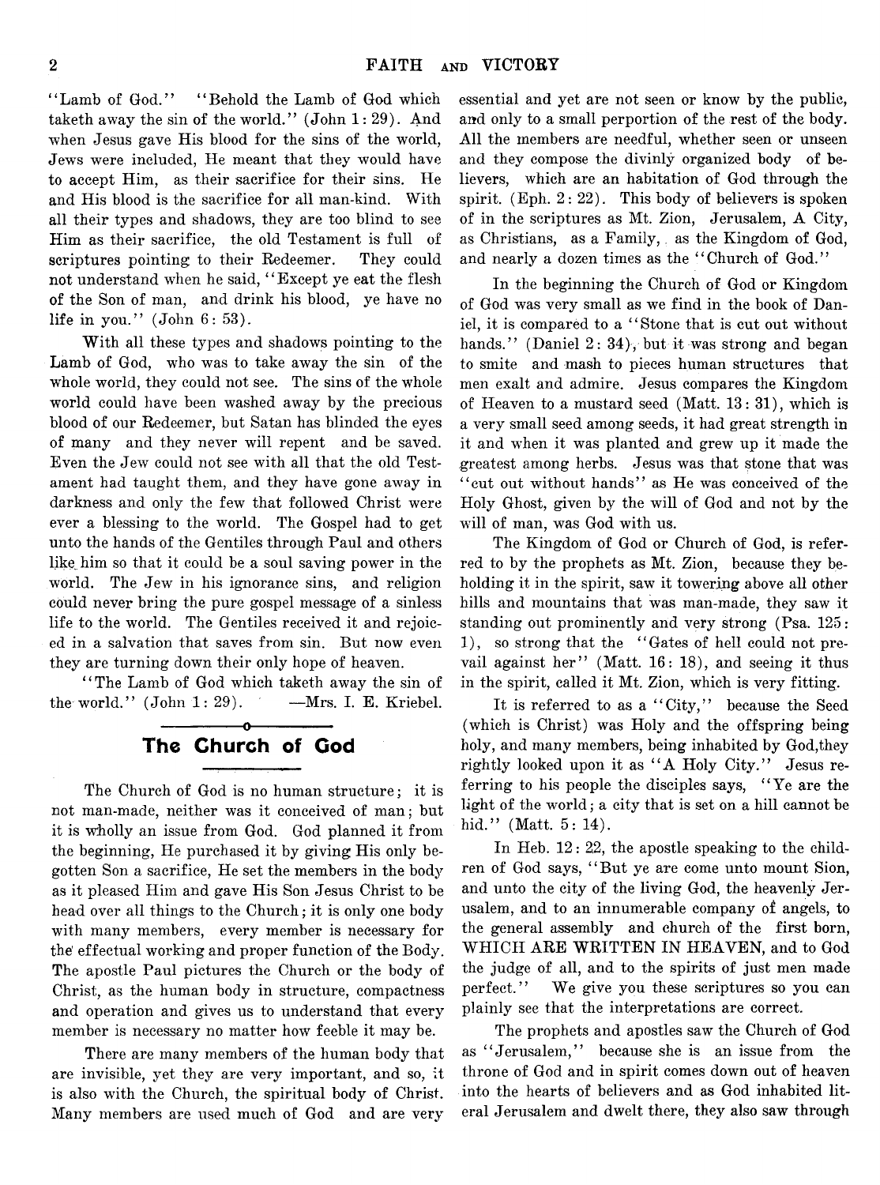"Lamb of God." "Behold the Lamb of God which taketh away the sin of the world." (John 1: 29). And when Jesus gave His blood for the sins of the world, Jews were included, He meant that they would have to accept Him, as their sacrifice for their sins. He and His blood is the sacrifice for all man-kind. With all their types and shadows, they are too blind to see Him as their sacrifice, the old Testament is full of scriptures pointing to their Redeemer. They could not understand when he said, "Except ye eat the flesh of the Son of man, and drink his blood, ye have no life in you." (John 6: 53).

With all these types and shadows pointing to the Lamb of God, who was to take away the sin of the whole world, they could not see. The sins of the whole world could have been washed away by the precious blood of our Redeemer, but Satan has blinded the eyes of many and they never will repent and be saved. Even the Jew could not see with all that the old Testament had taught them, and they have gone away in darkness and only the few that followed Christ were ever a blessing to the world. The Gospel had to get unto the hands of the Gentiles through Paul and others like him so that it could be a soul saving power in the world. The Jew in his ignorance sins, and religion could never bring the pure gospel message of a sinless life to the world. The Gentiles received it and rejoiced in a salvation that saves from sin. But now even they are turning down their only hope of heaven.

"The Lamb of God which taketh away the sin of the world." (John 1: 29). —Mrs. I. E. Kriebel.

## The Church of God

The Church of God is no human structure; it is not man-made, neither was it conceived of man; but it is wholly an issue from God. God planned it from the beginning, He purchased it by giving His only begotten Son a sacrifice, He set the members in the body as it pleased Him and gave His Son Jesus Christ to be head over all things to the Church; it is only one body with many members, every member is necessary for the effectual working and proper function of the Body. The apostle Paul pictures the Church or the body of Christ, as the human body in structure, compactness and operation and gives us to understand that every member is necessary no matter how feeble it may be.

There are many members of the human body that are invisible, yet they are very important, and so, it is also with the Church, the spiritual body of Christ. Many members are used much of God and are very essential and yet are not seen or know by the public, and only to a small perportion of the rest of the body. All the members are needful, whether seen or unseen and they compose the divinly organized body of believers, which are an habitation of God through the spirit. (Eph. 2: 22). This body of believers is spoken of in the scriptures as Mt. Zion, Jerusalem, A City, as Christians, as a Family, as the Kingdom of God, and nearly a dozen times as the "Church of God."

In the beginning the Church of God or Kingdom of God was very small as we find in the book of Daniel, it is compared to a "Stone that is cut out without hands." (Daniel 2: 34), but it was strong and began to smite and mash to pieces human structures that men exalt and admire. Jesus compares the Kingdom of Heaven to a mustard seed (Matt. 13: 31), which is a very small seed among seeds, it had great strength in it and when it was planted and grew up it made the greatest among herbs. Jesus was that stone that was "cut out without hands" as He was conceived of the Holy Ghost, given by the will of God and not by the will of man, was God with us.

The Kingdom of God or Church of God, is referred to by the prophets as Mt. Zion, because they beholding it in the spirit, saw it towering above all other hills and mountains that was man-made, they saw it standing out prominently and very strong (Psa. 125: 1), so strong that the "Gates of hell could not prevail against her" (Matt. 16: 18), and seeing it thus in the spirit, called it Mt. Zion, which is very fitting.

It is referred to as a "City," because the Seed (which is Christ) was Holy and the offspring being holy, and many members, being inhabited by God,they rightly looked upon it as "A Holy City." Jesus referring to his people the disciples says, "Ye are the light of the world; a city that is set on a hill cannot be hid." (Matt. 5: 14).

In Heb. 12: 22, the apostle speaking to the children of God says, "But ye are come unto mount Sion, and unto the city of the living God, the heavenly Jerusalem, and to an innumerable company of angels, to the general assembly and church of the first born, WHICH ARE WRITTEN IN HEAVEN, and to God the judge of all, and to the spirits of just men made perfect." We give you these scriptures so you can plainly see that the interpretations are correct.

The prophets and apostles saw the Church of God as "Jerusalem," because she is an issue from the throne of God and in spirit comes down out of heaven into the hearts of believers and as God inhabited literal Jerusalem and dwelt there, they also saw through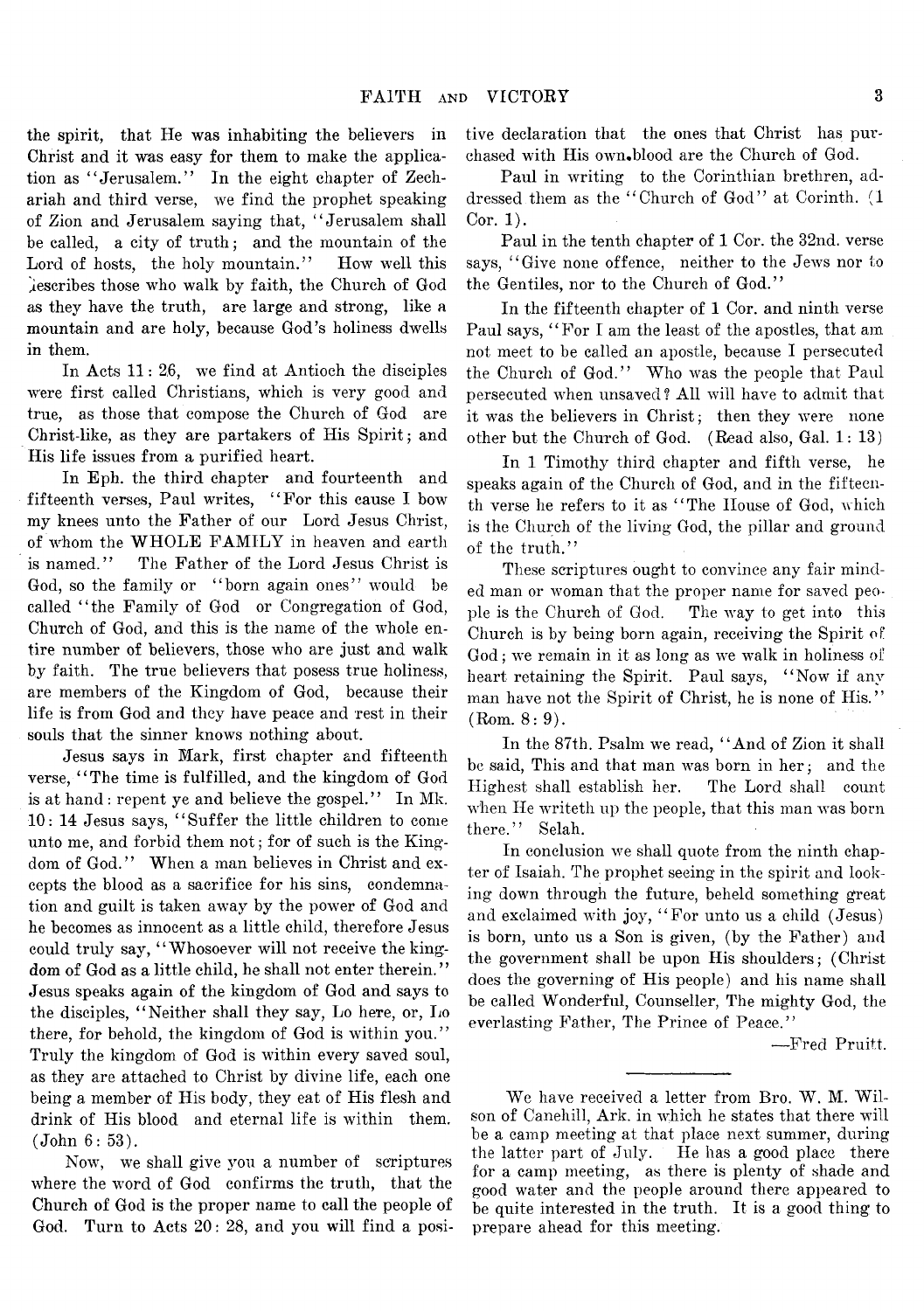the spirit, that He was inhabiting the believers in Christ and it was easy for them to make the application as "Jerusalem." In the eight chapter of Zechariah and third verse, we find the prophet speaking of Zion and Jerusalem saying that, "Jerusalem shall be called, a city of truth; and the mountain of the Lord of hosts, the holy mountain." How well this describes those who walk by faith, the Church of God as they have the truth, are large and strong, like a mountain and are holy, because God's holiness dwells in them.

In Acts 11: 26, we find at Antioch the disciples were first called Christians, which is very good and true, as those that compose the Church of God are Christ-like, as they are partakers of His Spirit; and His life issues from a purified heart.

In Eph. the third chapter and fourteenth and fifteenth verses, Paul writes, "For this cause I bow my knees unto the Father of our Lord Jesus Christ, of whom the WHOLE FAMILY in heaven and earth is named." The Father of the Lord Jesus Christ is God, so the family or "born again ones" would be called "the Family of God or Congregation of God, Church of God, and this is the name of the whole entire number of believers, those who are just and walk by faith. The true believers that posess true holiness, are members of the Kingdom of God, because their life is from God and they have peace and rest in their souls that the sinner knows nothing about.

Jesus says in Mark, first chapter and fifteenth verse, "The time is fulfilled, and the kingdom of God is at hand: repent ye and believe the gospel." In Mk. 10: 14 Jesus says, "Suffer the little children to come unto me, and forbid them not; for of such is the Kingdom of God." When a man believes in Christ and excepts the blood as a sacrifice for his sins, condemnation and guilt is taken away by the power of God and he becomes as innocent as a little child, therefore Jesus could truly say, "Whosoever will not receive the kingdom of God as a little child, he shall not enter therein." Jesus speaks again of the kingdom of God and says to the disciples, "Neither shall they say, Lo here, or, Lo there, for behold, the kingdom of God is within you." Truly the kingdom of God is within every saved soul, as they are attached to Christ by divine life, each one being a member of His body, they eat of His flesh and drink of His blood and eternal life is within them. (John 6: 53).

Now, we shall give you a number of scriptures where the word of God confirms the truth, that the Church of God is the proper name to call the people of God. Turn to Acts 20: 28, and you will find a positive declaration that the ones that Christ has purchased with His own blood are the Church of God.

Paul in writing to the Corinthian brethren, addressed them as the "Church of God" at Corinth. (1 Cor. 1).

Paul in the tenth chapter of 1 Cor. the 32nd. verse says, "Give none offence, neither to the Jews nor to the Gentiles, nor to the Church of God."

In the fifteenth chapter of 1 Cor. and ninth verse Paul says, "For I am the least of the apostles, that am not meet to be called an apostle, because I persecuted the Church of God." Who was the people that Paul persecuted when unsaved? All will have to admit that it was the believers in Christ; then they were none other but the Church of God. (Read also, Gal. 1: 13)

In 1 Timothy third chapter and fifth verse, he speaks again of the Church of God, and in the fifteenth verse he refers to it as "The House of God, which is the Church of the living God, the pillar and ground of the truth."

These scriptures ought to convince any fair minded man or woman that the proper name for saved people is the Church of God. The way to get into this Church is by being born again, receiving the Spirit of God; we remain in it as long as we walk in holiness of heart retaining the Spirit. Paul says, "Now if any man have not the Spirit of Christ, he is none of His." (Rom. 8: 9).

In the 87th. Psalm we read, "And of Zion it shall be said, This and that man was born in her; and the Highest shall establish her. The Lord shall count when He writeth up the people, that this man was born there." Selah.

In conclusion we shall quote from the ninth chapter of Isaiah. The prophet seeing in the spirit and looking down through the future, beheld something great and exclaimed with joy, "For unto us a child (Jesus) is born, unto us a Son is given, (by the Father) and the government shall be upon His shoulders; (Christ does the governing of His people) and his name shall be called Wonderful, Counseller, The mighty God, the everlasting Father, The Prince of Peace."

—Fred Pruitt.

---

We have received a letter from Bro. W. M. Wilson of Canehill, Ark. in which he states that there will be a camp meeting at that place next summer, during the latter part of July. He has a good place there for a camp meeting, as there is plenty of shade and good water and the people around there appeared to be quite interested in the truth. It is a good thing to prepare ahead for this meeting.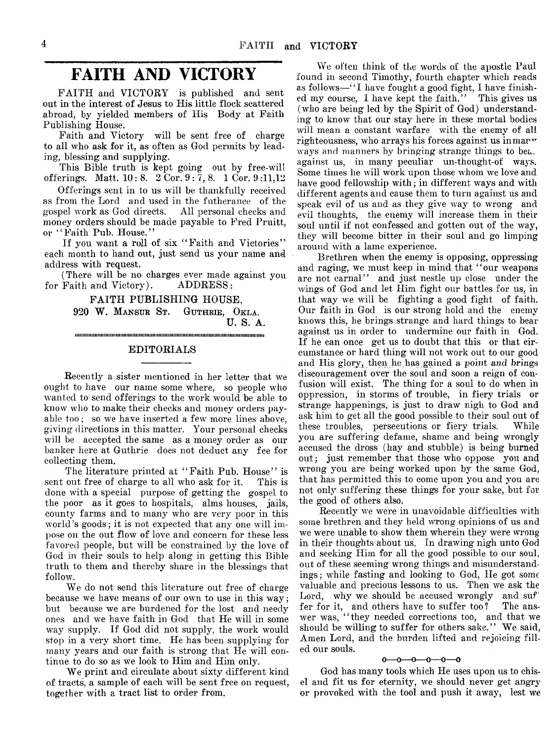# FAITH AND VICTORY

FAITH and VICTORY is published and sent out in the interest of Jesus to His little flock scattered abroad, by yielded members of His Body at Faith Publishing House.

Faith and Victory will be sent free of charge to all who ask for it, as often as God permits by leading, blessing and supplying.

This Bible truth is kept going out by free-will offerings. Matt. 10: 8. 2 Cor. 9 : 7, 8. 1 Cor. 9 :11,12

Offerings sent in to us will be thankfully received as from the Lord and used in the futherance of the gospel work as God directs. All personal checks and money orders should be made payable to Fred Pruitt, or "Faith Pub. House."

If you want a roll of six "Faith and Victories" each month to hand out, just send us your name and address with request.

(There will be no charges ever made against you for Faith and Victory). ADDRESS:

FAITH PUBLISHING HOUSE,
920 W. MANSUR ST. GUTHRIE, OKLA.
U. S. A.

## EDITORIALS

Recently a sister mentioned in her letter that we ought to have our name some where, so people who wanted to send offerings to the work would be able to know who to make their checks and money orders payable too; so we have inserted a few more lines above, giving directions in this matter. Your personal checks will be accepted the same as a money order as our banker here at Guthrie does not deduct any fee for collecting them.

The literature printed at "Faith Pub. House" is sent out free of charge to all who ask for it. This is done with a special purpose of getting the gospel to the poor as it goes to hospitals, alms houses, jails, county farms and to many who are very poor in this world's goods; it is not expected that any one will impose on the out flow of love and concern for these less favored people, but will be constrained by the love of God in their souls to help along in getting this Bible truth to them and thereby share in the blessings that follow.

We do not send this literature out free of charge because we have means of our own to use in this way; but because we are burdened for the lost and needy ones and we have faith in God that He will in some way supply. If God did not supply, the work would stop in a very short time. He has been supplying for many years and our faith is strong that He will continue to do so as we look to Him and Him only.

We print and circulate about sixty different kind of tracts, a sample of each will be sent free on request, together with a tract list to order from.

We often think of the words of the apostle Paul found in second Timothy, fourth chapter which reads as follows—"I have fought a good fight, I have finished my course, I have kept the faith." This gives us (who are being led by the Spirit of God) understanding to know that our stay here in these mortal bodies will mean a constant warfare with the enemy of all righteousness, who arrays his forces against us inmany ways and manners by bringing strange things to bear against us, in many peculiar un-thought-of ways. Some times he will work upon those whom we love and have good fellowship with; in different ways and with different agents and cause them to turn against us and speak evil of us and as they give way to wrong and evil thoughts, the enemy will increase them in their soul until if not confessed and gotten out of the way, they will become bitter in their soul and go limping around with a lame experience.

Brethren when the enemy is opposing, oppressing and raging, we must keep in mind that "our weapons are not carnal" and just nestle up close under the wings of God and let Him fight our battles for us, in that way we will be fighting a good fight of faith. Our faith in God is our strong hold and the enemy knows this, he brings strange and hard things to bear against us in order to undermine our faith in God. If he can once get us to doubt that this or that circumstance or hard thing will not work out to our good and His glory, then he has gained a point and brings discouragement over the soul and soon a reign of confusion will exist. The thing for a soul to do when in oppression, in storms of trouble, in fiery trials or strange happenings, is just to draw nigh to God and ask him to get all the good possible to their soul out of these troubles, persecutions or fiery trials. While you are suffering defame, shame and being wrongly accused the dross (hay and stubble) is being burned out; just remember that those who oppose you and wrong you are being worked upon by the same God, that has permitted this to come upon you and you are not only suffering these things for your sake, but for the good of others also.

Recently we were in unavoidable difficulties with some brethren and they held wrong opinions of us and we were unable to show them wherein they were wrong in their thoughts about us. In drawing nigh unto God and seeking Him for all the good possible to our soul, out of these seeming wrong things and misunderstandings; while fasting and looking to God, He got some valuable and precious lessons to us. Then we ask the Lord, why we should be accused wrongly and suffer for it, and others have to suffer too? The answer was, "they needed corrections too, and that we should be willing to suffer for others sake." We said, Amen Lord, and the burden lifted and rejoicing filled our souls.

o—o—o—o—o—o

God has many tools which He uses upon us to chisel and fit us for eternity, we should never get angry or provoked with the tool and push it away, lest we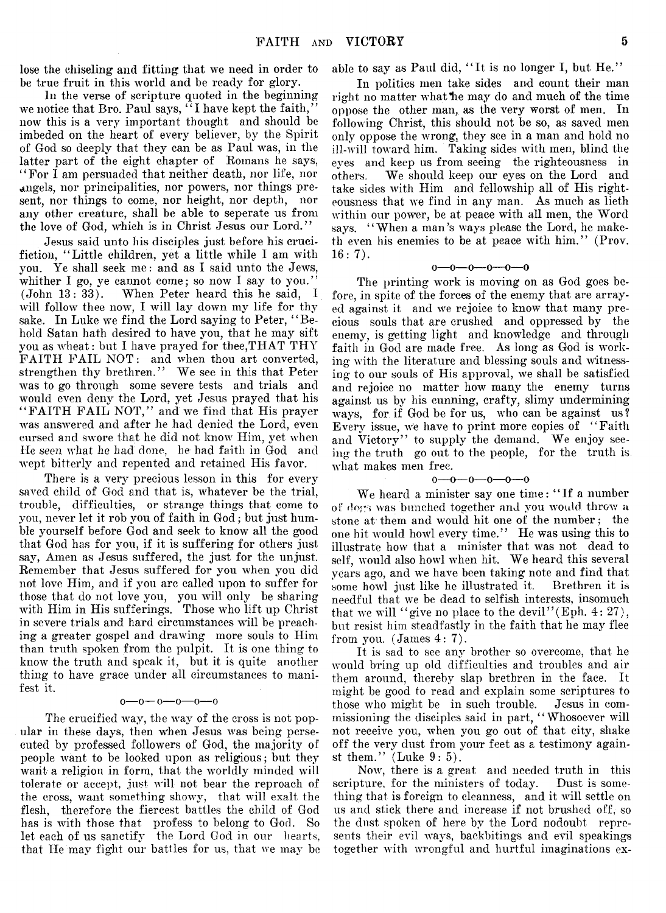lose the chiseling and fitting that we need in order to be true fruit in this world and be ready for glory.

In the verse of scripture quoted in the beginning we notice that Bro. Paul says, "I have kept the faith," now this is a very important thought and should be imbeded on the heart of every believer, by the Spirit of God so deeply that they can be as Paul was, in the latter part of the eight chapter of Romans he says, "For I am persuaded that neither death, nor life, nor angels, nor principalities, nor powers, nor things present, nor things to come, nor height, nor depth, nor any other creature, shall be able to seperate us from the love of God, which is in Christ Jesus our Lord."

Jesus said unto his disciples just before his crucifiction, "Little children, yet a little while I am with you. Ye shall seek me: and as I said unto the Jews, whither I go, ye cannot come; so now I say to you." (John 13: 33). When Peter heard this he said, I will follow thee now, I will lay down my life for thy sake. In Luke we find the Lord saying to Peter, "Behold Satan hath desired to have you, that he may sift you as wheat: but I have prayed for thee,THAT THY FAITH FAIL NOT: and when thou art converted, strengthen thy brethren." We see in this that Peter was to go through some severe tests and trials and would even deny the Lord, yet Jesus prayed that his "FAITH FAIL NOT," and we find that His prayer was answered and after he had denied the Lord, even cursed and swore that he did not know Him, yet when He seen what he had done, he had faith in God and wept bitterly and repented and retained His favor.

There is a very precious lesson in this for every saved child of God and that is, whatever be the trial, trouble, difficulties, or strange things that come to you, never let it rob you of faith in God; but just humble yourself before God and seek to know all the good that God has for you, if it is suffering for others just say, Amen as Jesus suffered, the just for the unjust. Remember that Jesus suffered for you when you did not love Him, and if you are called upon to suffer for those that do not love you, you will only be sharing with Him in His sufferings. Those who lift up Christ in severe trials and hard circumstances will be preaching a greater gospel and drawing more souls to Him than truth spoken from the pulpit. It is one thing to know the truth and speak it, but it is quite another thing to have grace under all circumstances to manifest it.

o—o—o—o—o—o

The crucified way, the way of the cross is not popular in these days, then when Jesus was being persecuted by professed followers of God, the majority of people want to be looked upon as religious; but they want a religion in form, that the worldly minded will tolerate or accept, just will not bear the reproach of the cross, want something showy, that will exalt the flesh, therefore the fiercest battles the child of God has is with those that profess to belong to God. So let each of us sanctify the Lord God in our hearts, that He may fight our battles for us, that we may be able to say as Paul did, "It is no longer I, but He."

In politics men take sides and count their man right no matter what he may do and much of the time oppose the other man, as the very worst of men. In following Christ, this should not be so, as saved men only oppose the wrong, they see in a man and hold no ill-will toward him. Taking sides with men, blind the eyes and keep us from seeing the righteousness in others. We should keep our eyes on the Lord and take sides with Him and fellowship all of His righteousness that we find in any man. As much as lieth within our power, be at peace with all men, the Word says. "When a man's ways please the Lord, he maketh even his enemies to be at peace with him." (Prov. 16: 7).

o—o—o—o—o—o

The printing work is moving on as God goes before, in spite of the forces of the enemy that are arrayed against it and we rejoice to know that many precious souls that are crushed and oppressed by the enemy, is getting light and knowledge and through faith in God are made free. As long as God is working with the literature and blessing souls and witnessing to our souls of His approval, we shall be satisfied and rejoice no matter how many the enemy turns against us by his cunning, crafty, slimy undermining ways, for if God be for us, who can be against us? Every issue, we have to print more copies of "Faith and Victory" to supply the demand. We enjoy seeing the truth go out to the people, for the truth is what makes men free.

o—o—o—o—o—o

We heard a minister say one time: "If a number of dogs was bunched together and you would throw a stone at them and would hit one of the number; the one hit would howl every time." He was using this to illustrate how that a minister that was not dead to self, would also howl when hit. We heard this several years ago, and we have been taking note and find that some howl just like he illustrated it. Brethren it is needful that we be dead to selfish interests, insomuch that we will "give no place to the devil"(Eph. 4: 27), but resist him steadfastly in the faith that he may flee from you. (James 4: 7).

It is sad to see any brother so overcome, that he would bring up old difficulties and troubles and air them around, thereby slap brethren in the face. It might be good to read and explain some scriptures to those who might be in such trouble. Jesus in commissioning the disciples said in part, "Whosoever will not receive you, when you go out of that city, shake off the very dust from your feet as a testimony against them." (Luke 9: 5).

Now, there is a great and needed truth in this scripture, for the ministers of today. Dust is something that is foreign to cleanness, and it will settle on us and stick there and increase if not brushed off, so the dust spoken of here by the Lord nodoubt represents their evil ways, backbitings and evil speakings together with wrongful and hurtful imaginations ex-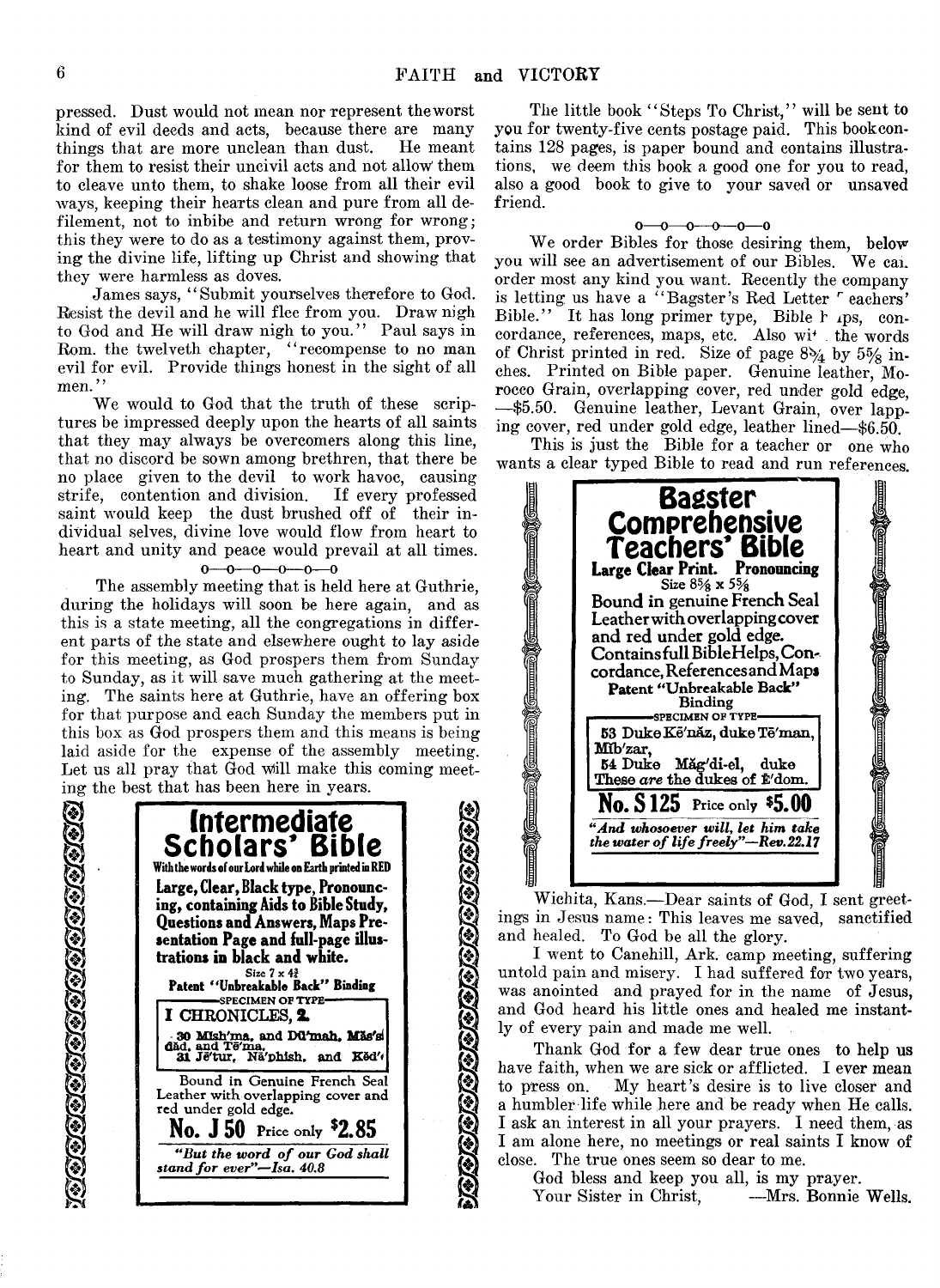pressed. Dust would not mean nor represent the worst kind of evil deeds and acts, because there are many things that are more unclean than dust. He meant for them to resist their uncivil acts and not allow them to cleave unto them, to shake loose from all their evil ways, keeping their hearts clean and pure from all defilement, not to inbibe and return wrong for wrong; this they were to do as a testimony against them, proving the divine life, lifting up Christ and showing that they were harmless as doves.

James says, "Submit yourselves therefore to God. Resist the devil and he will flee from you. Draw nigh to God and He will draw nigh to you." Paul says in Rom. the twelveth chapter, "recompense to no man evil for evil. Provide things honest in the sight of all men."

We would to God that the truth of these scriptures be impressed deeply upon the hearts of all saints that they may always be overcomers along this line, that no discord be sown among brethren, that there be no place given to the devil to work havoc, causing strife, contention and division. If every professed saint would keep the dust brushed off of their individual selves, divine love would flow from heart to heart and unity and peace would prevail at all times.

o—o—o—o—o—o

The assembly meeting that is held here at Guthrie, during the holidays will soon be here again, and as this is a state meeting, all the congregations in different parts of the state and elsewhere ought to lay aside for this meeting, as God prospers them from Sunday to Sunday, as it will save much gathering at the meeting. The saints here at Guthrie, have an offering box for that purpose and each Sunday the members put in this box as God prospers them and this means is being laid aside for the expense of the assembly meeting. Let us all pray that God will make this coming meeting the best that has been here in years.

**Intermediate Scholars' Bible**

**With the words of our Lord while on Earth printed in RED**

**Large, Clear, Black type, Pronouncing, containing Aids to Bible Study, Questions and Answers, Maps Presentation Page and full-page illustrations in black and white.**

Size 7 x 4½

**Patent "Unbreakable Back" Binding**

SPECIMEN OF TYPE

**I CHRONICLES, 2.**

30 Mĭsh′ma, and Dū′mah, Măs′sădăd, and Tē′ma,
31 Jē′tur, Nā′phish, and Kēd′

Bound in Genuine French Seal Leather with overlapping cover and red under gold edge.

**No. J 50** Price only **$2.85**

*"But the word of our God shall stand for ever"—Isa. 40.8*

The little book "Steps To Christ," will be sent to you for twenty-five cents postage paid. This book contains 128 pages, is paper bound and contains illustrations, we deem this book a good one for you to read, also a good book to give to your saved or unsaved friend.

o—o—o—o—o—o

We order Bibles for those desiring them, below you will see an advertisement of our Bibles. We can order most any kind you want. Recently the company is letting us have a "Bagster's Red Letter Teachers' Bible." It has long primer type, Bible helps, concordance, references, maps, etc. Also with the words of Christ printed in red. Size of page 8¾ by 5⅝ inches. Printed on Bible paper. Genuine leather, Morocco Grain, overlapping cover, red under gold edge, —$5.50. Genuine leather, Levant Grain, over lapping cover, red under gold edge, leather lined—$6.50.

This is just the Bible for a teacher or one who wants a clear typed Bible to read and run references.

**Bagster Comprehensive Teachers' Bible**

**Large Clear Print. Pronouncing**

Size 8¾ x 5⅝

**Bound in genuine French Seal Leather with overlapping cover and red under gold edge. Contains full Bible Helps, Concordance, References and Maps**

**Patent "Unbreakable Back" Binding**

SPECIMEN OF TYPE

53 Duke Kē′năz, duke Tē′man, Mĭb′zar,
54 Duke Măg′di-el, duke Ī′ram. These *are* the dukes of Ē′dom.

**No. S 125** Price only **$5.00**

*"And whosoever will, let him take the water of life freely"—Rev. 22.17*

Wichita, Kans.—Dear saints of God, I sent greetings in Jesus name: This leaves me saved, sanctified and healed. To God be all the glory.

I went to Canehill, Ark. camp meeting, suffering untold pain and misery. I had suffered for two years, was anointed and prayed for in the name of Jesus, and God heard his little ones and healed me instantly of every pain and made me well.

Thank God for a few dear true ones to help us have faith, when we are sick or afflicted. I ever mean to press on. My heart's desire is to live closer and a humbler life while here and be ready when He calls. I ask an interest in all your prayers. I need them, as I am alone here, no meetings or real saints I know of close. The true ones seem so dear to me.

God bless and keep you all, is my prayer.

Your Sister in Christ, —Mrs. Bonnie Wells.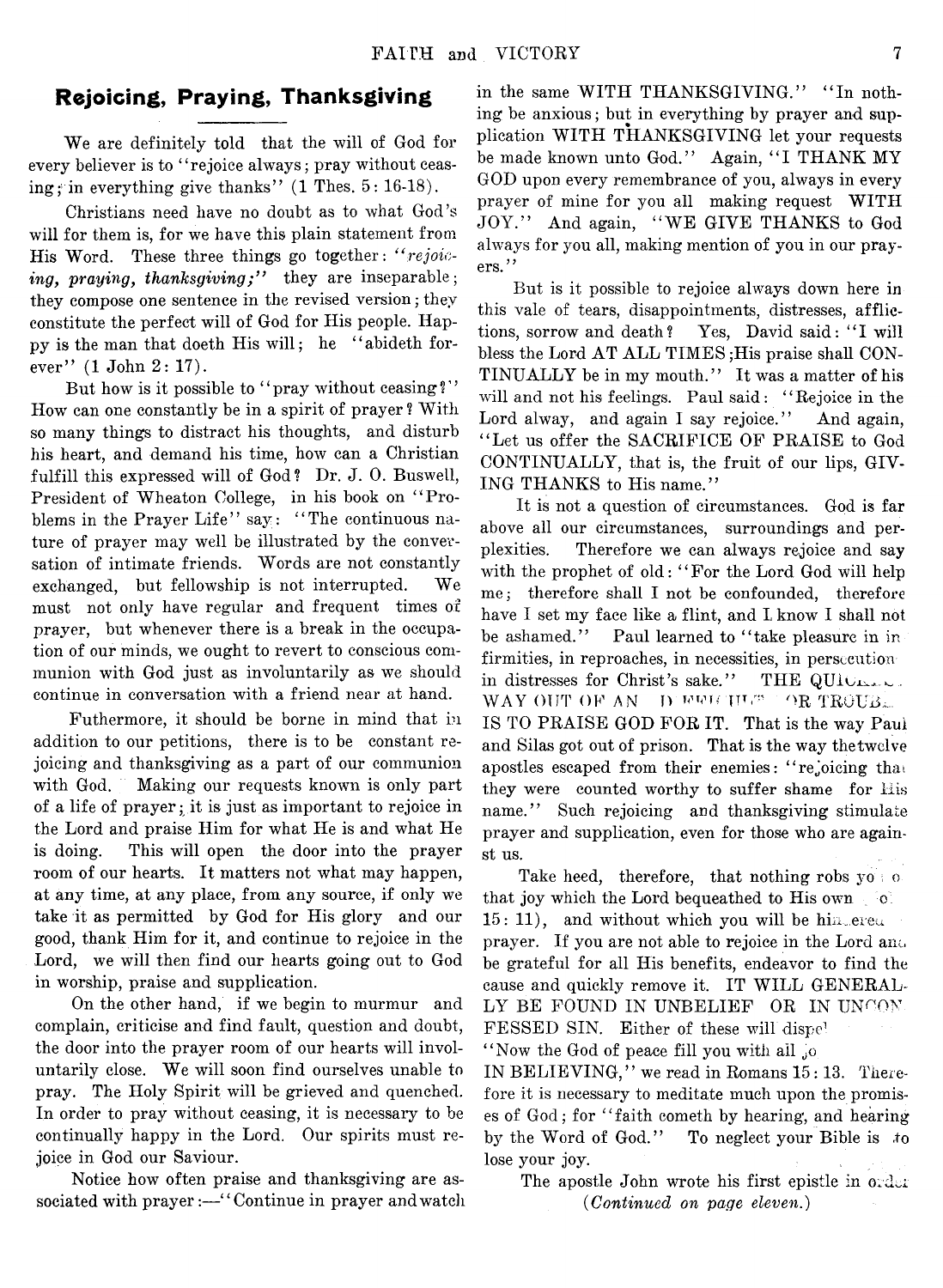## Rejoicing, Praying, Thanksgiving

We are definitely told that the will of God for every believer is to "rejoice always; pray without ceasing; in everything give thanks" (1 Thes. 5: 16-18).

Christians need have no doubt as to what God's will for them is, for we have this plain statement from His Word. These three things go together: *"rejoicing, praying, thanksgiving;"* they are inseparable; they compose one sentence in the revised version; they constitute the perfect will of God for His people. Happy is the man that doeth His will; he "abideth forever" (1 John 2: 17).

But how is it possible to "pray without ceasing?" How can one constantly be in a spirit of prayer? With so many things to distract his thoughts, and disturb his heart, and demand his time, how can a Christian fulfill this expressed will of God? Dr. J. O. Buswell, President of Wheaton College, in his book on "Problems in the Prayer Life" say: "The continuous nature of prayer may well be illustrated by the conversation of intimate friends. Words are not constantly exchanged, but fellowship is not interrupted. We must not only have regular and frequent times of prayer, but whenever there is a break in the occupation of our minds, we ought to revert to conscious communion with God just as involuntarily as we should continue in conversation with a friend near at hand.

Futhermore, it should be borne in mind that in addition to our petitions, there is to be constant rejoicing and thanksgiving as a part of our communion with God. Making our requests known is only part of a life of prayer; it is just as important to rejoice in the Lord and praise Him for what He is and what He is doing. This will open the door into the prayer room of our hearts. It matters not what may happen, at any time, at any place, from any source, if only we take it as permitted by God for His glory and our good, thank Him for it, and continue to rejoice in the Lord, we will then find our hearts going out to God in worship, praise and supplication.

On the other hand, if we begin to murmur and complain, criticise and find fault, question and doubt, the door into the prayer room of our hearts will involuntarily close. We will soon find ourselves unable to pray. The Holy Spirit will be grieved and quenched. In order to pray without ceasing, it is necessary to be continually happy in the Lord. Our spirits must rejoice in God our Saviour.

Notice how often praise and thanksgiving are associated with prayer:—"Continue in prayer and watch in the same WITH THANKSGIVING." "In nothing be anxious; but in everything by prayer and supplication WITH THANKSGIVING let your requests be made known unto God." Again, "I THANK MY GOD upon every remembrance of you, always in every prayer of mine for you all making request WITH JOY." And again, "WE GIVE THANKS to God always for you all, making mention of you in our prayers."

But is it possible to rejoice always down here in this vale of tears, disappointments, distresses, afflictions, sorrow and death? Yes, David said: "I will bless the Lord AT ALL TIMES;His praise shall CONTINUALLY be in my mouth." It was a matter of his will and not his feelings. Paul said: "Rejoice in the Lord alway, and again I say rejoice." And again, "Let us offer the SACRIFICE OF PRAISE to God CONTINUALLY, that is, the fruit of our lips, GIVING THANKS to His name."

It is not a question of circumstances. God is far above all our circumstances, surroundings and perplexities. Therefore we can always rejoice and say with the prophet of old: "For the Lord God will help me; therefore shall I not be confounded, therefore have I set my face like a flint, and I know I shall not be ashamed." Paul learned to "take pleasure in infirmities, in reproaches, in necessities, in persecution in distresses for Christ's sake." THE QUICKEST WAY OUT OF AN D IFFICULTY OR TROUBLE IS TO PRAISE GOD FOR IT. That is the way Paul and Silas got out of prison. That is the way the twelve apostles escaped from their enemies: "rejoicing that they were counted worthy to suffer shame for His name." Such rejoicing and thanksgiving stimulate prayer and supplication, even for those who are against us.

Take heed, therefore, that nothing robs you o that joy which the Lord bequeathed to His own o 15: 11), and without which you will be hindered prayer. If you are not able to rejoice in the Lord and be grateful for all His benefits, endeavor to find the cause and quickly remove it. IT WILL GENERALLY BE FOUND IN UNBELIEF OR IN UNCONFESSED SIN. Either of these will dispel "Now the God of peace fill you with all jo IN BELIEVING," we read in Romans 15: 13. Therefore it is necessary to meditate much upon the promises of God; for "faith cometh by hearing, and hearing by the Word of God." To neglect your Bible is to lose your joy.

The apostle John wrote his first epistle in order

*(Continued on page eleven.)*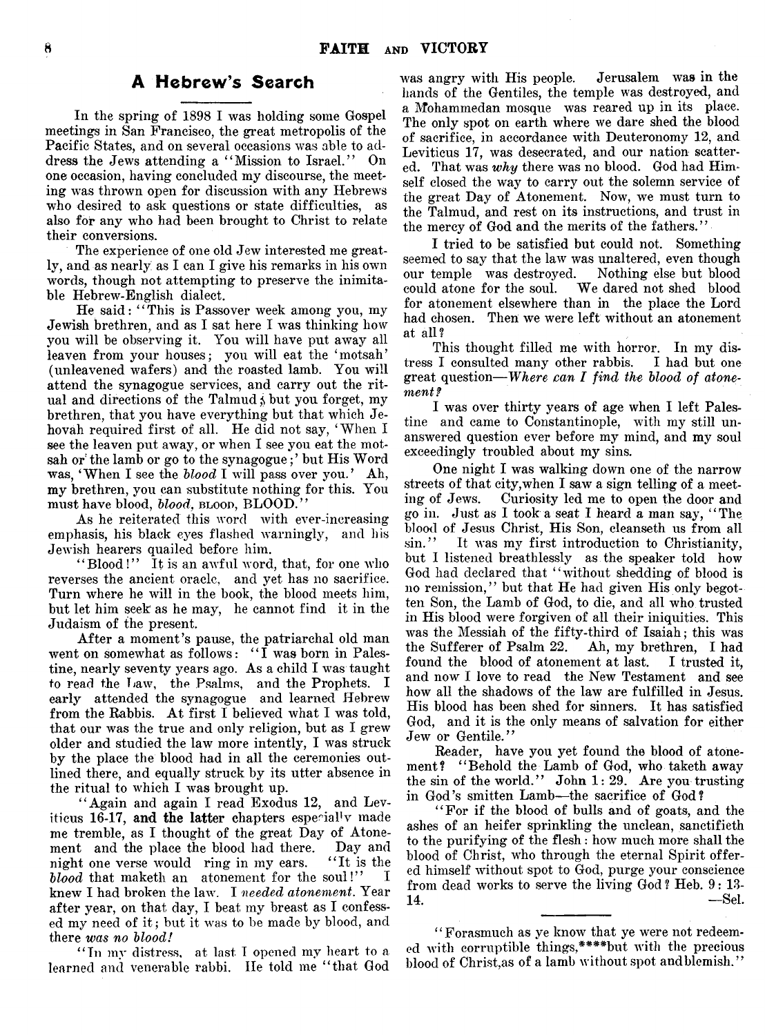## A Hebrew's Search

In the spring of 1898 I was holding some Gospel meetings in San Francisco, the great metropolis of the Pacific States, and on several occasions was able to address the Jews attending a "Mission to Israel." On one occasion, having concluded my discourse, the meeting was thrown open for discussion with any Hebrews who desired to ask questions or state difficulties, as also for any who had been brought to Christ to relate their conversions.

The experience of one old Jew interested me greatly, and as nearly as I can I give his remarks in his own words, though not attempting to preserve the inimitable Hebrew-English dialect.

He said: "This is Passover week among you, my Jewish brethren, and as I sat here I was thinking how you will be observing it. You will have put away all leaven from your houses; you will eat the 'motsah' (unleavened wafers) and the roasted lamb. You will attend the synagogue services, and carry out the ritual and directions of the Talmud; but you forget, my brethren, that you have everything but that which Jehovah required first of all. He did not say, 'When I see the leaven put away, or when I see you eat the motsah or the lamb or go to the synagogue;' but His Word was, 'When I see the *blood* I will pass over you.' Ah, my brethren, you can substitute nothing for this. You must have blood, *blood*, BLOOD, BLOOD."

As he reiterated this word with ever-increasing emphasis, his black eyes flashed warningly, and his Jewish hearers quailed before him.

"Blood!" It is an awful word, that, for one who reverses the ancient oracle, and yet has no sacrifice. Turn where he will in the book, the blood meets him, but let him seek as he may, he cannot find it in the Judaism of the present.

After a moment's pause, the patriarchal old man went on somewhat as follows: "I was born in Palestine, nearly seventy years ago. As a child I was taught to read the Law, the Psalms, and the Prophets. I early attended the synagogue and learned Hebrew from the Rabbis. At first I believed what I was told, that our was the true and only religion, but as I grew older and studied the law more intently, I was struck by the place the blood had in all the ceremonies outlined there, and equally struck by its utter absence in the ritual to which I was brought up.

"Again and again I read Exodus 12, and Leviticus 16-17, **and the latter** chapters especially made me tremble, as I thought of the great Day of Atonement and the place the blood had there. Day and night one verse would ring in my ears. "It is the *blood* that maketh an atonement for the soul!" I knew I had broken the law. I *needed atonement*. Year after year, on that day, I beat my breast as I confessed my need of it; but it was to be made by blood, and there *was no blood!*

"In my distress, at last I opened my heart to a learned and venerable rabbi. He told me "that God was angry with His people. Jerusalem was in the hands of the Gentiles, the temple was destroyed, and a Mohammedan mosque was reared up in its place. The only spot on earth where we dare shed the blood of sacrifice, in accordance with Deuteronomy 12, and Leviticus 17, was desecrated, and our nation scattered. That was *why* there was no blood. God had Himself closed the way to carry out the solemn service of the great Day of Atonement. Now, we must turn to the Talmud, and rest on its instructions, and trust in the mercy of God and the merits of the fathers."

I tried to be satisfied but could not. Something seemed to say that the law was unaltered, even though our temple was destroyed. Nothing else but blood could atone for the soul. We dared not shed blood for atonement elsewhere than in the place the Lord had chosen. Then we were left without an atonement at all?

This thought filled me with horror. In my distress I consulted many other rabbis. I had but one great question—*Where can I find the blood of atonement?*

I was over thirty years of age when I left Palestine and came to Constantinople, with my still unanswered question ever before my mind, and my soul exceedingly troubled about my sins.

One night I was walking down one of the narrow streets of that city, when I saw a sign telling of a meeting of Jews. Curiosity led me to open the door and go in. Just as I took a seat I heard a man say, "The blood of Jesus Christ, His Son, cleanseth us from all sin." It was my first introduction to Christianity, but I listened breathlessly as the speaker told how God had declared that "without shedding of blood is no remission," but that He had given His only begotten Son, the Lamb of God, to die, and all who trusted in His blood were forgiven of all their iniquities. This was the Messiah of the fifty-third of Isaiah; this was the Sufferer of Psalm 22. Ah, my brethren, I had found the blood of atonement at last. I trusted it, and now I love to read the New Testament and see how all the shadows of the law are fulfilled in Jesus. His blood has been shed for sinners. It has satisfied God, and it is the only means of salvation for either Jew or Gentile."

Reader, have you yet found the blood of atonement? "Behold the Lamb of God, who taketh away the sin of the world." John 1: 29. Are you trusting in God's smitten Lamb—the sacrifice of God?

"For if the blood of bulls and of goats, and the ashes of an heifer sprinkling the unclean, sanctifieth to the purifying of the flesh: how much more shall the blood of Christ, who through the eternal Spirit offered himself without spot to God, purge your conscience from dead works to serve the living God? Heb. 9: 13-14.

—Sel.

---

"Forasmuch as ye know that ye were not redeemed with corruptible things,****but with the precious blood of Christ,as of a lamb without spot andblemish."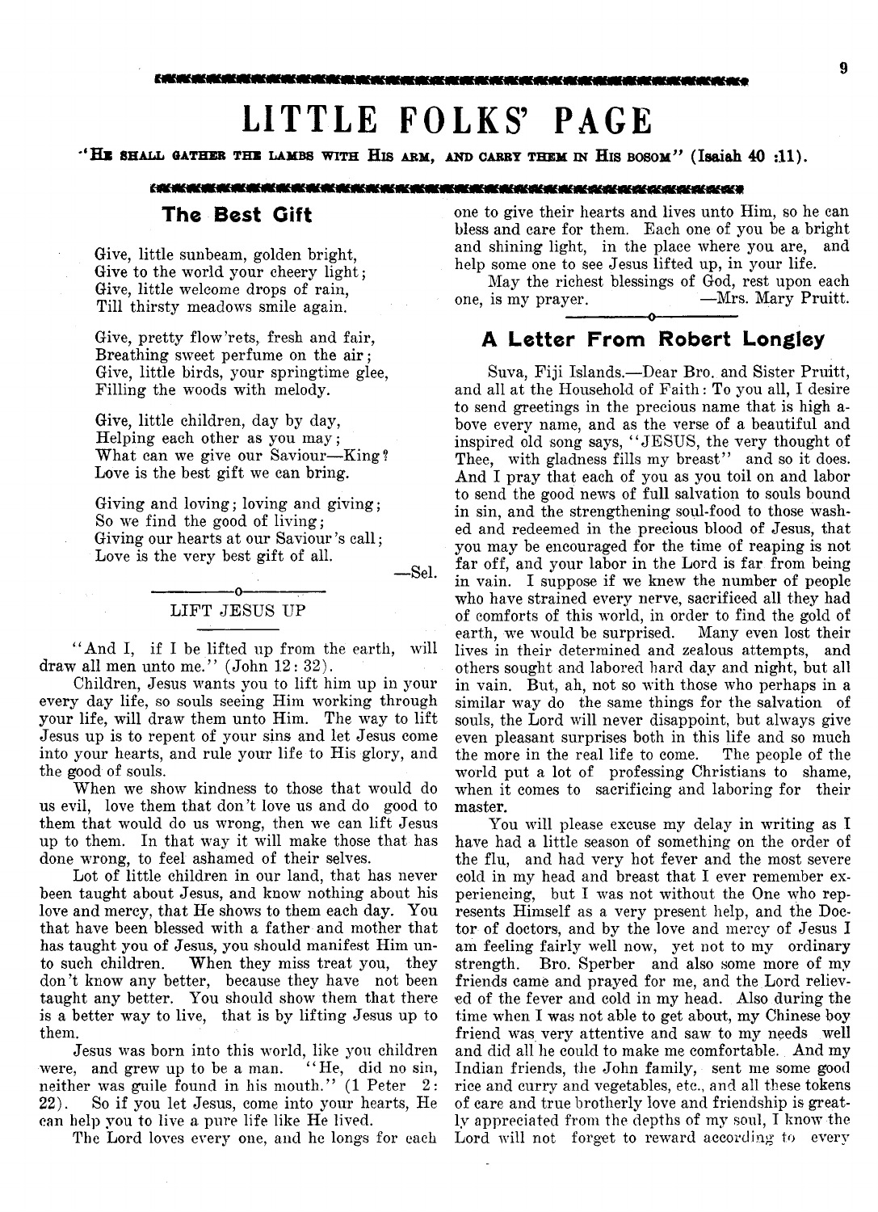# LITTLE FOLKS' PAGE

"HE SHALL GATHER THE LAMBS WITH HIS ARM, AND CARRY THEM IN HIS BOSOM" (Isaiah 40 :11).

## The Best Gift

Give, little sunbeam, golden bright,
Give to the world your cheery light;
Give, little welcome drops of rain,
Till thirsty meadows smile again.

Give, pretty flow'rets, fresh and fair,
Breathing sweet perfume on the air;
Give, little birds, your springtime glee,
Filling the woods with melody.

Give, little children, day by day,
Helping each other as you may;
What can we give our Saviour—King?
Love is the best gift we can bring.

Giving and loving; loving and giving;
So we find the good of living;
Giving our hearts at our Saviour's call;
Love is the very best gift of all.

—Sel.

### LIFT JESUS UP

"And I, if I be lifted up from the earth, will draw all men unto me." (John 12: 32).

Children, Jesus wants you to lift him up in your every day life, so souls seeing Him working through your life, will draw them unto Him. The way to lift Jesus up is to repent of your sins and let Jesus come into your hearts, and rule your life to His glory, and the good of souls.

When we show kindness to those that would do us evil, love them that don't love us and do good to them that would do us wrong, then we can lift Jesus up to them. In that way it will make those that has done wrong, to feel ashamed of their selves.

Lot of little children in our land, that has never been taught about Jesus, and know nothing about his love and mercy, that He shows to them each day. You that have been blessed with a father and mother that has taught you of Jesus, you should manifest Him unto such children. When they miss treat you, they don't know any better, because they have not been taught any better. You should show them that there is a better way to live, that is by lifting Jesus up to them.

Jesus was born into this world, like you children were, and grew up to be a man. "He, did no sin, neither was guile found in his mouth." (1 Peter 2: 22). So if you let Jesus, come into your hearts, He can help you to live a pure life like He lived.

The Lord loves every one, and he longs for each one to give their hearts and lives unto Him, so he can bless and care for them. Each one of you be a bright and shining light, in the place where you are, and help some one to see Jesus lifted up, in your life.

May the richest blessings of God, rest upon each one, is my prayer. —Mrs. Mary Pruitt.

## A Letter From Robert Longley

Suva, Fiji Islands.—Dear Bro. and Sister Pruitt, and all at the Household of Faith: To you all, I desire to send greetings in the precious name that is high above every name, and as the verse of a beautiful and inspired old song says, "JESUS, the very thought of Thee, with gladness fills my breast" and so it does. And I pray that each of you as you toil on and labor to send the good news of full salvation to souls bound in sin, and the strengthening soul-food to those washed and redeemed in the precious blood of Jesus, that you may be encouraged for the time of reaping is not far off, and your labor in the Lord is far from being in vain. I suppose if we knew the number of people who have strained every nerve, sacrificed all they had of comforts of this world, in order to find the gold of earth, we would be surprised. Many even lost their lives in their determined and zealous attempts, and others sought and labored hard day and night, but all in vain. But, ah, not so with those who perhaps in a similar way do the same things for the salvation of souls, the Lord will never disappoint, but always give even pleasant surprises both in this life and so much the more in the real life to come. The people of the world put a lot of professing Christians to shame, when it comes to sacrificing and laboring for their master.

You will please excuse my delay in writing as I have had a little season of something on the order of the flu, and had very hot fever and the most severe cold in my head and breast that I ever remember experiencing, but I was not without the One who represents Himself as a very present help, and the Doctor of doctors, and by the love and mercy of Jesus I am feeling fairly well now, yet not to my ordinary strength. Bro. Sperber and also some more of my friends came and prayed for me, and the Lord relieved of the fever and cold in my head. Also during the time when I was not able to get about, my Chinese boy friend was very attentive and saw to my needs well and did all he could to make me comfortable. And my Indian friends, the John family, sent me some good rice and curry and vegetables, etc., and all these tokens of care and true brotherly love and friendship is greatly appreciated from the depths of my soul, I know the Lord will not forget to reward according to every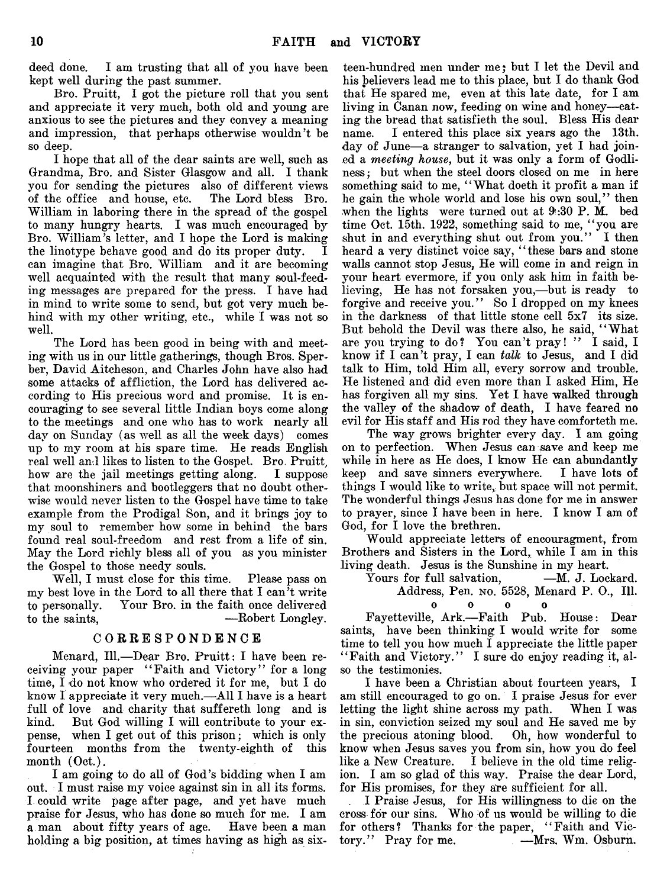deed done. I am trusting that all of you have been kept well during the past summer.

Bro. Pruitt, I got the picture roll that you sent and appreciate it very much, both old and young are anxious to see the pictures and they convey a meaning and impression, that perhaps otherwise wouldn't be so deep.

I hope that all of the dear saints are well, such as Grandma, Bro. and Sister Glasgow and all. I thank you for sending the pictures also of different views of the office and house, etc. The Lord bless Bro. William in laboring there in the spread of the gospel to many hungry hearts. I was much encouraged by Bro. William's letter, and I hope the Lord is making the linotype behave good and do its proper duty. I can imagine that Bro. William and it are becoming well acquainted with the result that many soul-feeding messages are prepared for the press. I have had in mind to write some to send, but got very much behind with my other writing, etc., while I was not so well.

The Lord has been good in being with and meeting with us in our little gatherings, though Bros. Sperber, David Aitcheson, and Charles John have also had some attacks of affliction, the Lord has delivered according to His precious word and promise. It is encouraging to see several little Indian boys come along to the meetings and one who has to work nearly all day on Sunday (as well as all the week days) comes up to my room at his spare time. He reads English real well and likes to listen to the Gospel. Bro. Pruitt, how are the jail meetings getting along. I suppose that moonshiners and bootleggers that no doubt otherwise would never listen to the Gospel have time to take example from the Prodigal Son, and it brings joy to my soul to remember how some in behind the bars found real soul-freedom and rest from a life of sin. May the Lord richly bless all of you as you minister the Gospel to those needy souls.

Well, I must close for this time. Please pass on my best love in the Lord to all there that I can't write to personally. Your Bro. in the faith once delivered to the saints, —Robert Longley.

## CORRESPONDENCE

Menard, Ill.—Dear Bro. Pruitt: I have been receiving your paper "Faith and Victory" for a long time, I do not know who ordered it for me, but I do know I appreciate it very much.—All I have is a heart full of love and charity that suffereth long and is kind. But God willing I will contribute to your expense, when I get out of this prison; which is only fourteen months from the twenty-eighth of this month (Oct.).

I am going to do all of God's bidding when I am out. I must raise my voice against sin in all its forms. I could write page after page, and yet have much praise for Jesus, who has done so much for me. I am a man about fifty years of age. Have been a man holding a big position, at times having as high as sixteen-hundred men under me; but I let the Devil and his believers lead me to this place, but I do thank God that He spared me, even at this late date, for I am living in Canan now, feeding on wine and honey—eating the bread that satisfieth the soul. Bless His dear name. I entered this place six years ago the 13th. day of June—a stranger to salvation, yet I had joined a *meeting house,* but it was only a form of Godliness; but when the steel doors closed on me in here something said to me, "What doeth it profit a man if he gain the whole world and lose his own soul," then when the lights were turned out at 9:30 P. M. bed time Oct. 15th. 1922, something said to me, "you are shut in and everything shut out from you." I then heard a very distinct voice say, "these bars and stone walls cannot stop Jesus, He will come in and reign in your heart evermore, if you only ask him in faith believing, He has not forsaken you,—but is ready to forgive and receive you." So I dropped on my knees in the darkness of that little stone cell 5x7 its size. But behold the Devil was there also, he said, "What are you trying to do? You can't pray! " I said, I know if I can't pray, I can *talk* to Jesus, and I did talk to Him, told Him all, every sorrow and trouble. He listened and did even more than I asked Him, He has forgiven all my sins. Yet I have walked through the valley of the shadow of death, I have feared no evil for His staff and His rod they have comforteth me.

The way grows brighter every day. I am going on to perfection. When Jesus can save and keep me while in here as He does, I know He can abundantly keep and save sinners everywhere. I have lots of things I would like to write, but space will not permit. The wonderful things Jesus has done for me in answer to prayer, since I have been in here. I know I am of God, for I love the brethren.

Would appreciate letters of encouragment, from Brothers and Sisters in the Lord, while I am in this living death. Jesus is the Sunshine in my heart.

Yours for full salvation, —M. J. Lockard.
Address, Pen. No. 5528, Menard P. O., Ill.

o o o o

Fayetteville, Ark.—Faith Pub. House: Dear saints, have been thinking I would write for some time to tell you how much I appreciate the little paper "Faith and Victory." I sure do enjoy reading it, also the testimonies.

I have been a Christian about fourteen years, I am still encouraged to go on. I praise Jesus for ever letting the light shine across my path. When I was in sin, conviction seized my soul and He saved me by the precious atoning blood. Oh, how wonderful to know when Jesus saves you from sin, how you do feel like a New Creature. I believe in the old time religion. I am so glad of this way. Praise the dear Lord, for His promises, for they are sufficient for all.

I Praise Jesus, for His willingness to die on the cross for our sins. Who of us would be willing to die for others? Thanks for the paper, "Faith and Victory." Pray for me. —Mrs. Wm. Osburn.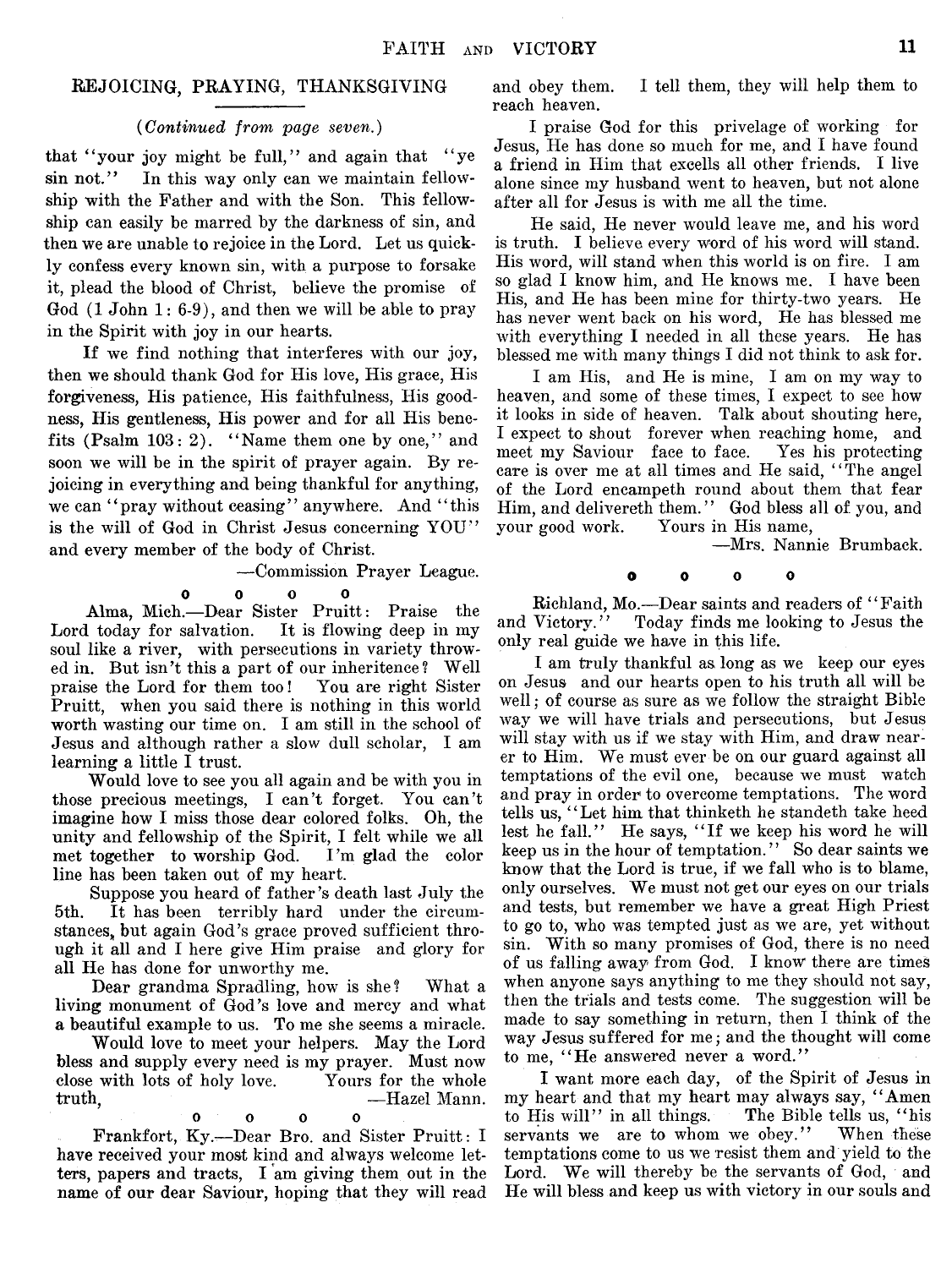## REJOICING, PRAYING, THANKSGIVING

*(Continued from page seven.)*

that "your joy might be full," and again that "ye sin not." In this way only can we maintain fellowship with the Father and with the Son. This fellowship can easily be marred by the darkness of sin, and then we are unable to rejoice in the Lord. Let us quickly confess every known sin, with a purpose to forsake it, plead the blood of Christ, believe the promise of God (1 John 1: 6-9), and then we will be able to pray in the Spirit with joy in our hearts.

If we find nothing that interferes with our joy, then we should thank God for His love, His grace, His forgiveness, His patience, His faithfulness, His goodness, His gentleness, His power and for all His benefits (Psalm 103: 2). "Name them one by one," and soon we will be in the spirit of prayer again. By rejoicing in everything and being thankful for anything, we can "pray without ceasing" anywhere. And "this is the will of God in Christ Jesus concerning YOU" and every member of the body of Christ.

—Commission Prayer League.

o o o o

Alma, Mich.—Dear Sister Pruitt: Praise the Lord today for salvation. It is flowing deep in my soul like a river, with persecutions in variety throwed in. But isn't this a part of our inheritence? Well praise the Lord for them too! You are right Sister Pruitt, when you said there is nothing in this world worth wasting our time on. I am still in the school of Jesus and although rather a slow dull scholar, I am learning a little I trust.

Would love to see you all again and be with you in those precious meetings, I can't forget. You can't imagine how I miss those dear colored folks. Oh, the unity and fellowship of the Spirit, I felt while we all met together to worship God. I'm glad the color line has been taken out of my heart.

Suppose you heard of father's death last July the 5th. It has been terribly hard under the circumstances, but again God's grace proved sufficient through it all and I here give Him praise and glory for all He has done for unworthy me.

Dear grandma Spradling, how is she? What a living monument of God's love and mercy and what a beautiful example to us. To me she seems a miracle.

Would love to meet your helpers. May the Lord bless and supply every need is my prayer. Must now close with lots of holy love. Yours for the whole truth, —Hazel Mann.

o o o o

Frankfort, Ky.—Dear Bro. and Sister Pruitt: I have received your most kind and always welcome letters, papers and tracts, I am giving them out in the name of our dear Saviour, hoping that they will read and obey them. I tell them, they will help them to reach heaven.

I praise God for this privelage of working for Jesus, He has done so much for me, and I have found a friend in Him that excells all other friends. I live alone since my husband went to heaven, but not alone after all for Jesus is with me all the time.

He said, He never would leave me, and his word is truth. I believe every word of his word will stand. His word, will stand when this world is on fire. I am so glad I know him, and He knows me. I have been His, and He has been mine for thirty-two years. He has never went back on his word, He has blessed me with everything I needed in all these years. He has blessed me with many things I did not think to ask for.

I am His, and He is mine, I am on my way to heaven, and some of these times, I expect to see how it looks in side of heaven. Talk about shouting here, I expect to shout forever when reaching home, and meet my Saviour face to face. Yes his protecting care is over me at all times and He said, "The angel of the Lord encampeth round about them that fear Him, and delivereth them." God bless all of you, and your good work. Yours in His name,

—Mrs. Nannie Brumback.

o o o o

Richland, Mo.—Dear saints and readers of "Faith and Victory." Today finds me looking to Jesus the only real guide we have in this life.

I am truly thankful as long as we keep our eyes on Jesus and our hearts open to his truth all will be well; of course as sure as we follow the straight Bible way we will have trials and persecutions, but Jesus will stay with us if we stay with Him, and draw nearer to Him. We must ever be on our guard against all temptations of the evil one, because we must watch and pray in order to overcome temptations. The word tells us, "Let him that thinketh he standeth take heed lest he fall." He says, "If we keep his word he will keep us in the hour of temptation." So dear saints we know that the Lord is true, if we fall who is to blame, only ourselves. We must not get our eyes on our trials and tests, but remember we have a great High Priest to go to, who was tempted just as we are, yet without sin. With so many promises of God, there is no need of us falling away from God. I know there are times when anyone says anything to me they should not say, then the trials and tests come. The suggestion will be made to say something in return, then I think of the way Jesus suffered for me; and the thought will come to me, "He answered never a word."

I want more each day, of the Spirit of Jesus in my heart and that my heart may always say, "Amen to His will" in all things. The Bible tells us, "his servants we are to whom we obey." When these temptations come to us we resist them and yield to the Lord. We will thereby be the servants of God, and He will bless and keep us with victory in our souls and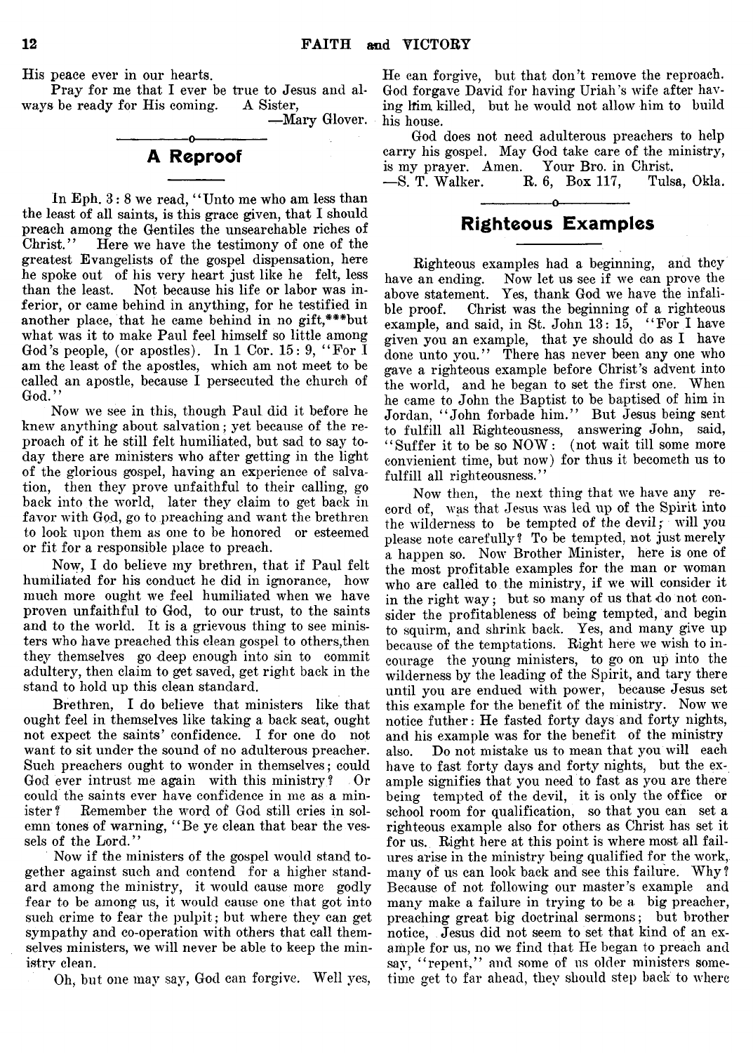His peace ever in our hearts.

Pray for me that I ever be true to Jesus and always be ready for His coming. A Sister,

—Mary Glover.

## A Reproof

In Eph. 3: 8 we read, "Unto me who am less than the least of all saints, is this grace given, that I should preach among the Gentiles the unsearchable riches of Christ." Here we have the testimony of one of the greatest Evangelists of the gospel dispensation, here he spoke out of his very heart just like he felt, less than the least. Not because his life or labor was inferior, or came behind in anything, for he testified in another place, that he came behind in no gift,***but what was it to make Paul feel himself so little among God's people, (or apostles). In 1 Cor. 15: 9, "For I am the least of the apostles, which am not meet to be called an apostle, because I persecuted the church of God."

Now we see in this, though Paul did it before he knew anything about salvation; yet because of the reproach of it he still felt humiliated, but sad to say today there are ministers who after getting in the light of the glorious gospel, having an experience of salvation, then they prove unfaithful to their calling, go back into the world, later they claim to get back in favor with God, go to preaching and want the brethren to look upon them as one to be honored or esteemed or fit for a responsible place to preach.

Now, I do believe my brethren, that if Paul felt humiliated for his conduct he did in ignorance, how much more ought we feel humiliated when we have proven unfaithful to God, to our trust, to the saints and to the world. It is a grievous thing to see ministers who have preached this clean gospel to others,then they themselves go deep enough into sin to commit adultery, then claim to get saved, get right back in the stand to hold up this clean standard.

Brethren, I do believe that ministers like that ought feel in themselves like taking a back seat, ought not expect the saints' confidence. I for one do not want to sit under the sound of no adulterous preacher. Such preachers ought to wonder in themselves; could God ever intrust me again with this ministry? Or could the saints ever have confidence in me as a minister? Remember the word of God still cries in solemn tones of warning, "Be ye clean that bear the vessels of the Lord."

Now if the ministers of the gospel would stand together against such and contend for a higher standard among the ministry, it would cause more godly fear to be among us, it would cause one that got into such crime to fear the pulpit; but where they can get sympathy and co-operation with others that call themselves ministers, we will never be able to keep the ministry clean.

Oh, but one may say, God can forgive. Well yes, He can forgive, but that don't remove the reproach. God forgave David for having Uriah's wife after having him killed, but he would not allow him to build his house.

God does not need adulterous preachers to help carry his gospel. May God take care of the ministry, is my prayer. Amen. Your Bro. in Christ.

—S. T. Walker. R. 6, Box 117, Tulsa, Okla.

## Righteous Examples

Righteous examples had a beginning, and they have an ending. Now let us see if we can prove the above statement. Yes, thank God we have the infalible proof. Christ was the beginning of a righteous example, and said, in St. John 13: 15, "For I have given you an example, that ye should do as I have done unto you." There has never been any one who gave a righteous example before Christ's advent into the world, and he began to set the first one. When he came to John the Baptist to be baptised of him in Jordan, "John forbade him." But Jesus being sent to fulfill all Righteousness, answering John, said, "Suffer it to be so NOW: (not wait till some more convienient time, but now) for thus it becometh us to fulfill all righteousness."

Now then, the next thing that we have any record of, was that Jesus was led up of the Spirit into the wilderness to be tempted of the devil; will you please note carefully? To be tempted, not just merely a happen so. Now Brother Minister, here is one of the most profitable examples for the man or woman who are called to the ministry, if we will consider it in the right way; but so many of us that do not consider the profitableness of being tempted, and begin to squirm, and shrink back. Yes, and many give up because of the temptations. Right here we wish to incourage the young ministers, to go on up into the wilderness by the leading of the Spirit, and tary there until you are endued with power, because Jesus set this example for the benefit of the ministry. Now we notice futher: He fasted forty days and forty nights, and his example was for the benefit of the ministry also. Do not mistake us to mean that you will each have to fast forty days and forty nights, but the example signifies that you need to fast as you are there being tempted of the devil, it is only the office or school room for qualification, so that you can set a righteous example also for others as Christ has set it for us. Right here at this point is where most all failures arise in the ministry being qualified for the work, many of us can look back and see this failure. Why? Because of not following our master's example and many make a failure in trying to be a big preacher, preaching great big doctrinal sermons; but brother notice, Jesus did not seem to set that kind of an example for us, no we find that He began to preach and say, "repent," and some of us older ministers sometime get to far ahead, they should step back to where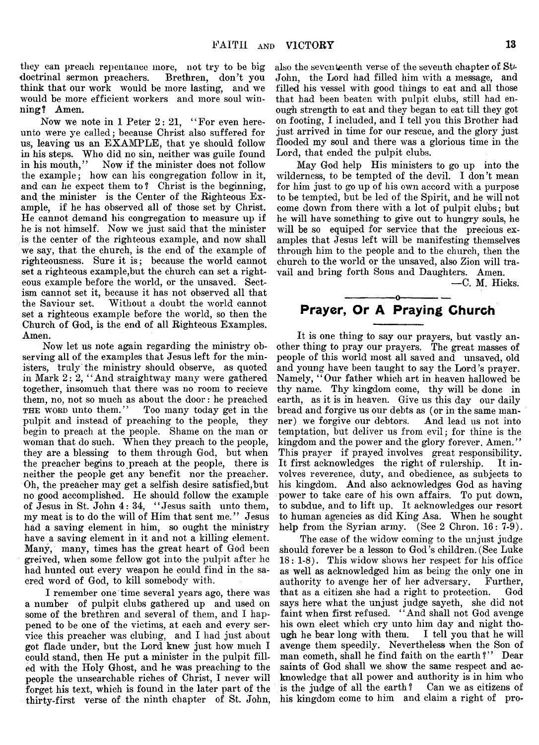they can preach repentance more, not try to be big doctrinal sermon preachers. Brethren, don't you think that our work would be more lasting, and we would be more efficient workers and more soul winning? Amen.

Now we note in 1 Peter 2: 21, "For even hereunto were ye called; because Christ also suffered for us, leaving us an EXAMPLE, that ye should follow in his steps. Who did no sin, neither was guile found in his mouth," Now if the minister does not follow the example; how can his congregation follow in it, and can he expect them to? Christ is the beginning, and the minister is the Center of the Righteous Example, if he has observed all of those set by Christ. He cannot demand his congregation to measure up if he is not himself. Now we just said that the minister is the center of the righteous example, and now shall we say, that the church, is the end of the example of righteousness. Sure it is; because the world cannot set a righteous example,but the church can set a righteous example before the world, or the unsaved. Sectism cannot set it, because it has not observed all that the Saviour set. Without a doubt the world cannot set a righteous example before the world, so then the Church of God, is the end of all Righteous Examples. Amen.

Now let us note again regarding the ministry observing all of the examples that Jesus left for the ministers, truly the ministry should observe, as quoted in Mark 2: 2, "And straightway many were gathered together, insomuch that there was no room to recieve them, no, not so much as about the door: he preached THE WORD unto them." Too many today get in the pulpit and instead of preaching to the people, they begin to preach at the people. Shame on the man or woman that do such. When they preach to the people, they are a blessing to them through God, but when the preacher begins to preach at the people, there is neither the people get any benefit nor the preacher. Oh, the preacher may get a selfish desire satisfied,but no good accomplished. He should follow the example of Jesus in St. John 4: 34, "Jesus saith unto them, my meat is to do the will of Him that sent me." Jesus had a saving element in him, so ought the ministry have a saving element in it and not a killing element. Many, many, times has the great heart of God been greived, when some fellow got into the pulpit after he had hunted out every weapon he could find in the sacred word of God, to kill somebody with.

I remember one time several years ago, there was a number of pulpit clubs gathered up and used on some of the brethren and several of them, and I happened to be one of the victims, at each and every service this preacher was clubing, and I had just about got flade under, but the Lord knew just how much I could stand, then He put a minister in the pulpit filled with the Holy Ghost, and he was preaching to the people the unsearchable riches of Christ, I never will forget his text, which is found in the later part of the thirty-first verse of the ninth chapter of St. John, also the seventeenth verse of the seventh chapter of St. John, the Lord had filled him with a message, and filled his vessel with good things to eat and all those that had been beaten with pulpit clubs, still had enough strength to eat and they began to eat till they got on footing, I included, and I tell you this Brother had just arrived in time for our rescue, and the glory just flooded my soul and there was a glorious time in the Lord, that ended the pulpit clubs.

May God help His ministers to go up into the wilderness, to be tempted of the devil. I don't mean for him just to go up of his own accord with a purpose to be tempted, but be led of the Spirit, and he will not come down from there with a lot of pulpit clubs; but he will have something to give out to hungry souls, he will be so equiped for service that the precious examples that Jesus left will be manifesting themselves through him to the people and to the church, then the church to the world or the unsaved, also Zion will travail and bring forth Sons and Daughters. Amen.

—C. M. Hicks.

## Prayer, Or A Praying Church

It is one thing to say our prayers, but vastly another thing to pray our prayers. The great masses of people of this world most all saved and unsaved, old and young have been taught to say the Lord's prayer. Namely, "Our father which art in heaven hallowed be thy name. Thy kingdom come, thy will be done in earth, as it is in heaven. Give us this day our daily bread and forgive us our debts as (or in the same manner) we forgive our debtors. And lead us not into temptation, but deliver us from evil; for thine is the kingdom and the power and the glory forever. Amen." This prayer if prayed involves great responsibility. It first acknowledges the right of rulership. It involves reverence, duty, and obedience, as subjects to his kingdom. And also acknowledges God as having power to take care of his own affairs. To put down, to subdue, and to lift up. It acknowledges our resort to human agencies as did King Asa. When he sought help from the Syrian army. (See 2 Chron. 16: 7-9).

The case of the widow coming to the unjust judge should forever be a lesson to God's children. (See Luke 18: 1-8). This widow shows her respect for his office as well as acknowledged him as being the only one in authority to avenge her of her adversary. Further, that as a citizen she had a right to protection. God says here what the unjust judge sayeth, she did not faint when first refused. "And shall not God avenge his own elect which cry unto him day and night though he bear long with them. I tell you that he will avenge them speedily. Nevertheless when the Son of man cometh, shall he find faith on the earth?" Dear saints of God shall we show the same respect and acknowledge that all power and authority is in him who is the judge of all the earth? Can we as citizens of his kingdom come to him and claim a right of pro-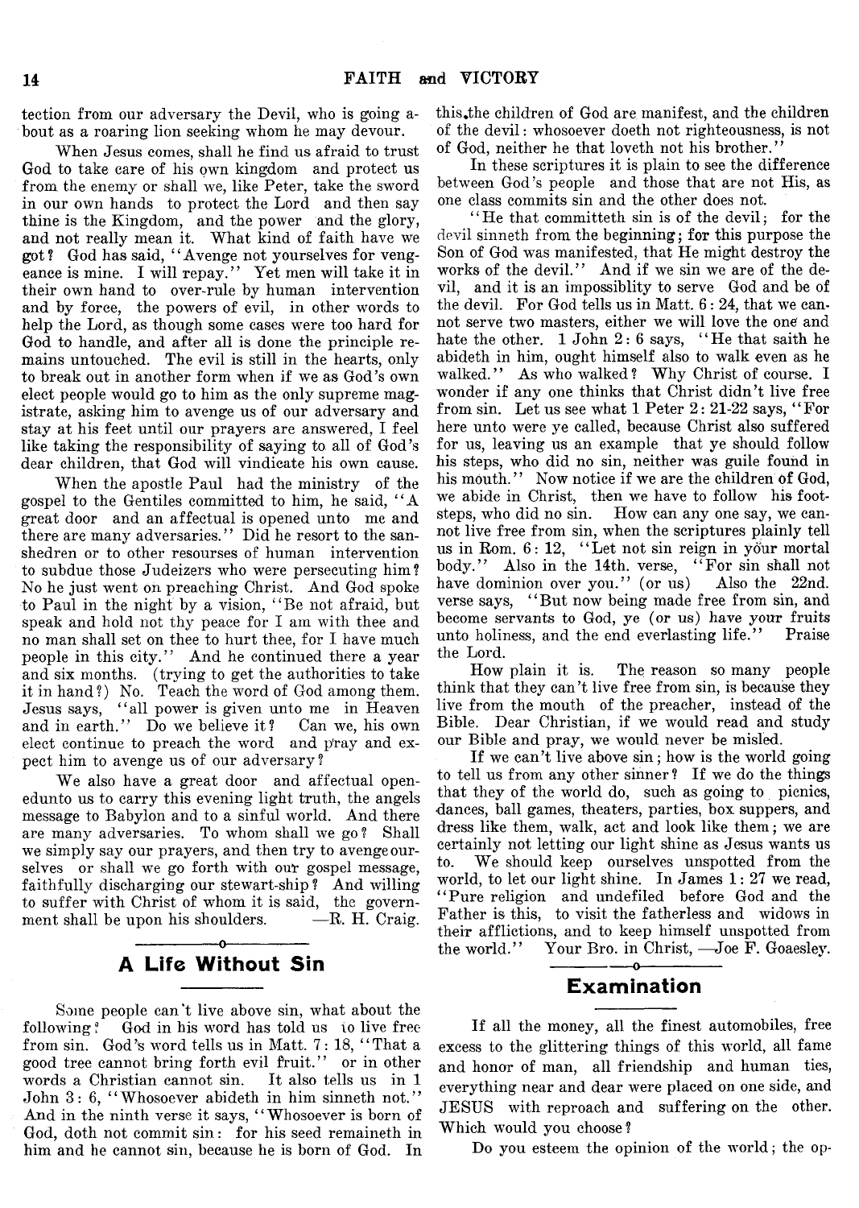tection from our adversary the Devil, who is going about as a roaring lion seeking whom he may devour.

When Jesus comes, shall he find us afraid to trust God to take care of his own kingdom and protect us from the enemy or shall we, like Peter, take the sword in our own hands to protect the Lord and then say thine is the Kingdom, and the power and the glory, and not really mean it. What kind of faith have we got? God has said, "Avenge not yourselves for vengeance is mine. I will repay." Yet men will take it in their own hand to over-rule by human intervention and by force, the powers of evil, in other words to help the Lord, as though some cases were too hard for God to handle, and after all is done the principle remains untouched. The evil is still in the hearts, only to break out in another form when if we as God's own elect people would go to him as the only supreme magistrate, asking him to avenge us of our adversary and stay at his feet until our prayers are answered, I feel like taking the responsibility of saying to all of God's dear children, that God will vindicate his own cause.

When the apostle Paul had the ministry of the gospel to the Gentiles committed to him, he said, "A great door and an affectual is opened unto me and there are many adversaries." Did he resort to the sanshedren or to other resourses of human intervention to subdue those Judeizers who were persecuting him? No he just went on preaching Christ. And God spoke to Paul in the night by a vision, "Be not afraid, but speak and hold not thy peace for I am with thee and no man shall set on thee to hurt thee, for I have much people in this city." And he continued there a year and six months. (trying to get the authorities to take it in hand?) No. Teach the word of God among them. Jesus says, "all power is given unto me in Heaven and in earth." Do we believe it? Can we, his own elect continue to preach the word and pray and expect him to avenge us of our adversary?

We also have a great door and affectual openedunto us to carry this evening light truth, the angels message to Babylon and to a sinful world. And there are many adversaries. To whom shall we go? Shall we simply say our prayers, and then try to avengeourselves or shall we go forth with our gospel message, faithfully discharging our stewart-ship? And willing to suffer with Christ of whom it is said, the government shall be upon his shoulders. —R. H. Craig.

## A Life Without Sin

Some people can't live above sin, what about the following? God in his word has told us to live free from sin. God's word tells us in Matt. 7: 18, "That a good tree cannot bring forth evil fruit." or in other words a Christian cannot sin. It also tells us in 1 John 3: 6, "Whosoever abideth in him sinneth not." And in the ninth verse it says, "Whosoever is born of God, doth not commit sin: for his seed remaineth in him and he cannot sin, because he is born of God. In this the children of God are manifest, and the children of the devil: whosoever doeth not righteousness, is not of God, neither he that loveth not his brother."

In these scriptures it is plain to see the difference between God's people and those that are not His, as one class commits sin and the other does not.

"He that committeth sin is of the devil; for the devil sinneth from the beginning; for this purpose the Son of God was manifested, that He might destroy the works of the devil." And if we sin we are of the devil, and it is an impossiblity to serve God and be of the devil. For God tells us in Matt. 6: 24, that we cannot serve two masters, either we will love the one and hate the other. 1 John 2: 6 says, "He that saith he abideth in him, ought himself also to walk even as he walked." As who walked? Why Christ of course. I wonder if any one thinks that Christ didn't live free from sin. Let us see what 1 Peter 2: 21-22 says, "For here unto were ye called, because Christ also suffered for us, leaving us an example that ye should follow his steps, who did no sin, neither was guile found in his mouth." Now notice if we are the children of God, we abide in Christ, then we have to follow his footsteps, who did no sin. How can any one say, we cannot live free from sin, when the scriptures plainly tell us in Rom. 6: 12, "Let not sin reign in your mortal body." Also in the 14th. verse, "For sin shall not have dominion over you." (or us) Also the 22nd. verse says, "But now being made free from sin, and become servants to God, ye (or us) have your fruits unto holiness, and the end everlasting life." Praise the Lord.

How plain it is. The reason so many people think that they can't live free from sin, is because they live from the mouth of the preacher, instead of the Bible. Dear Christian, if we would read and study our Bible and pray, we would never be misled.

If we can't live above sin; how is the world going to tell us from any other sinner? If we do the things that they of the world do, such as going to picnics, dances, ball games, theaters, parties, box suppers, and dress like them, walk, act and look like them; we are certainly not letting our light shine as Jesus wants us to. We should keep ourselves unspotted from the world, to let our light shine. In James 1: 27 we read, "Pure religion and undefiled before God and the Father is this, to visit the fatherless and widows in their afflictions, and to keep himself unspotted from the world." Your Bro. in Christ, —Joe F. Goaesley.

## Examination

If all the money, all the finest automobiles, free excess to the glittering things of this world, all fame and honor of man, all friendship and human ties, everything near and dear were placed on one side, and JESUS with reproach and suffering on the other. Which would you choose?

Do you esteem the opinion of the world; the op-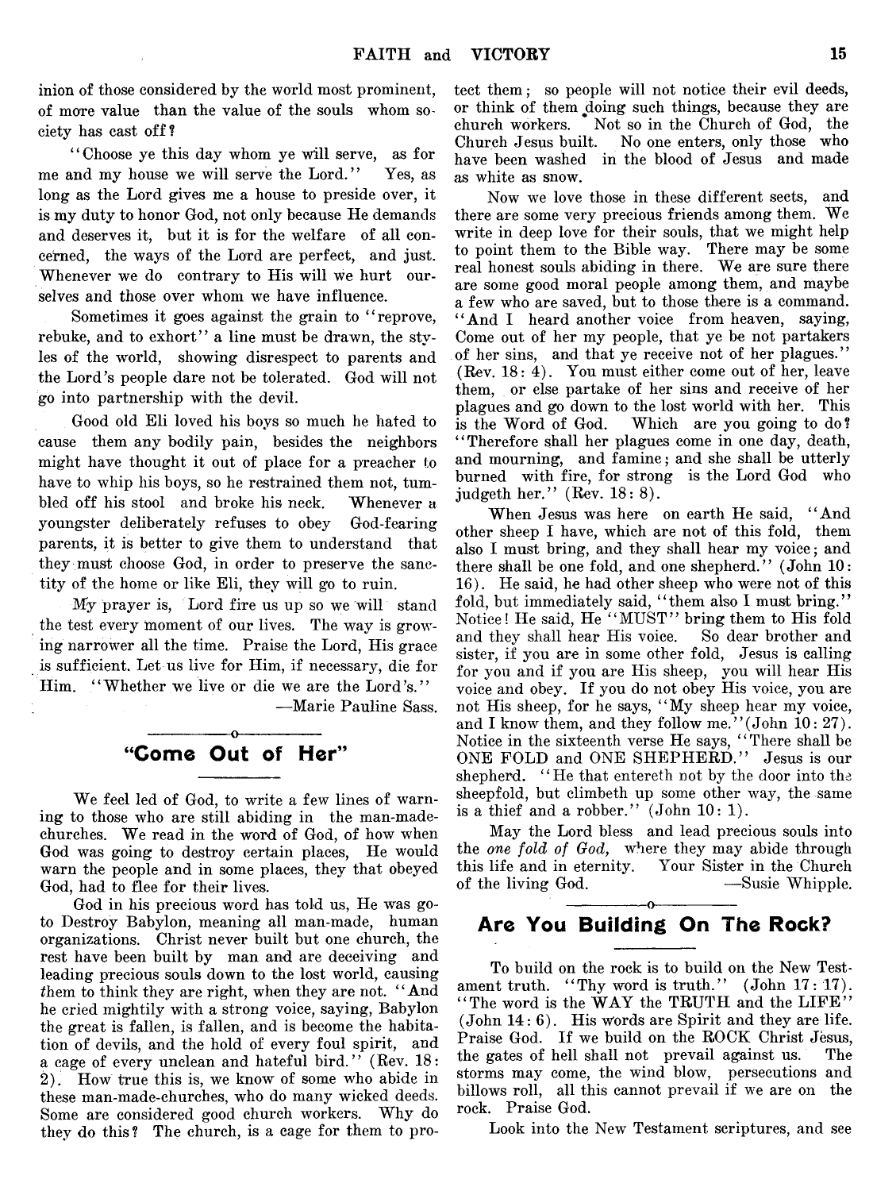inion of those considered by the world most prominent, of more value than the value of the souls whom society has cast off?

"Choose ye this day whom ye will serve, as for me and my house we will serve the Lord." Yes, as long as the Lord gives me a house to preside over, it is my duty to honor God, not only because He demands and deserves it, but it is for the welfare of all concerned, the ways of the Lord are perfect, and just. Whenever we do contrary to His will we hurt ourselves and those over whom we have influence.

Sometimes it goes against the grain to "reprove, rebuke, and to exhort" a line must be drawn, the styles of the world, showing disrespect to parents and the Lord's people dare not be tolerated. God will not go into partnership with the devil.

Good old Eli loved his boys so much he hated to cause them any bodily pain, besides the neighbors might have thought it out of place for a preacher to have to whip his boys, so he restrained them not, tumbled off his stool and broke his neck. Whenever a youngster deliberately refuses to obey God-fearing parents, it is better to give them to understand that they must choose God, in order to preserve the sanctity of the home or like Eli, they will go to ruin.

My prayer is, Lord fire us up so we will stand the test every moment of our lives. The way is growing narrower all the time. Praise the Lord, His grace is sufficient. Let us live for Him, if necessary, die for Him. "Whether we live or die we are the Lord's."

—Marie Pauline Sass.

## "Come Out of Her"

We feel led of God, to write a few lines of warning to those who are still abiding in the man-made-churches. We read in the word of God, of how when God was going to destroy certain places, He would warn the people and in some places, they that obeyed God, had to flee for their lives.

God in his precious word has told us, He was goto Destroy Babylon, meaning all man-made, human organizations. Christ never built but one church, the rest have been built by man and are deceiving and leading precious souls down to the lost world, causing them to think they are right, when they are not. "And he cried mightily with a strong voice, saying, Babylon the great is fallen, is fallen, and is become the habitation of devils, and the hold of every foul spirit, and a cage of every unclean and hateful bird." (Rev. 18: 2). How true this is, we know of some who abide in these man-made-churches, who do many wicked deeds. Some are considered good church workers. Why do they do this? The church, is a cage for them to protect them; so people will not notice their evil deeds, or think of them doing such things, because they are church workers. Not so in the Church of God, the Church Jesus built. No one enters, only those who have been washed in the blood of Jesus and made as white as snow.

Now we love those in these different sects, and there are some very precious friends among them. We write in deep love for their souls, that we might help to point them to the Bible way. There may be some real honest souls abiding in there. We are sure there are some good moral people among them, and maybe a few who are saved, but to those there is a command. "And I heard another voice from heaven, saying, Come out of her my people, that ye be not partakers of her sins, and that ye receive not of her plagues." (Rev. 18: 4). You must either come out of her, leave them, or else partake of her sins and receive of her plagues and go down to the lost world with her. This is the Word of God. Which are you going to do? "Therefore shall her plagues come in one day, death, and mourning, and famine; and she shall be utterly burned with fire, for strong is the Lord God who judgeth her." (Rev. 18: 8).

When Jesus was here on earth He said, "And other sheep I have, which are not of this fold, them also I must bring, and they shall hear my voice; and there shall be one fold, and one shepherd." (John 10: 16). He said, he had other sheep who were not of this fold, but immediately said, "them also I must bring." Notice! He said, He "MUST" bring them to His fold and they shall hear His voice. So dear brother and sister, if you are in some other fold, Jesus is calling for you and if you are His sheep, you will hear His voice and obey. If you do not obey His voice, you are not His sheep, for he says, "My sheep hear my voice, and I know them, and they follow me." (John 10: 27). Notice in the sixteenth verse He says, "There shall be ONE FOLD and ONE SHEPHERD." Jesus is our shepherd. "He that entereth not by the door into the sheepfold, but climbeth up some other way, the same is a thief and a robber." (John 10: 1).

May the Lord bless and lead precious souls into the *one fold of God,* where they may abide through this life and in eternity. Your Sister in the Church of the living God.

—Susie Whipple.

## Are You Building On The Rock?

To build on the rock is to build on the New Testament truth. "Thy word is truth." (John 17: 17). "The word is the WAY the TRUTH and the LIFE" (John 14: 6). His words are Spirit and they are life. Praise God. If we build on the ROCK Christ Jesus, the gates of hell shall not prevail against us. The storms may come, the wind blow, persecutions and billows roll, all this cannot prevail if we are on the rock. Praise God.

Look into the New Testament scriptures, and see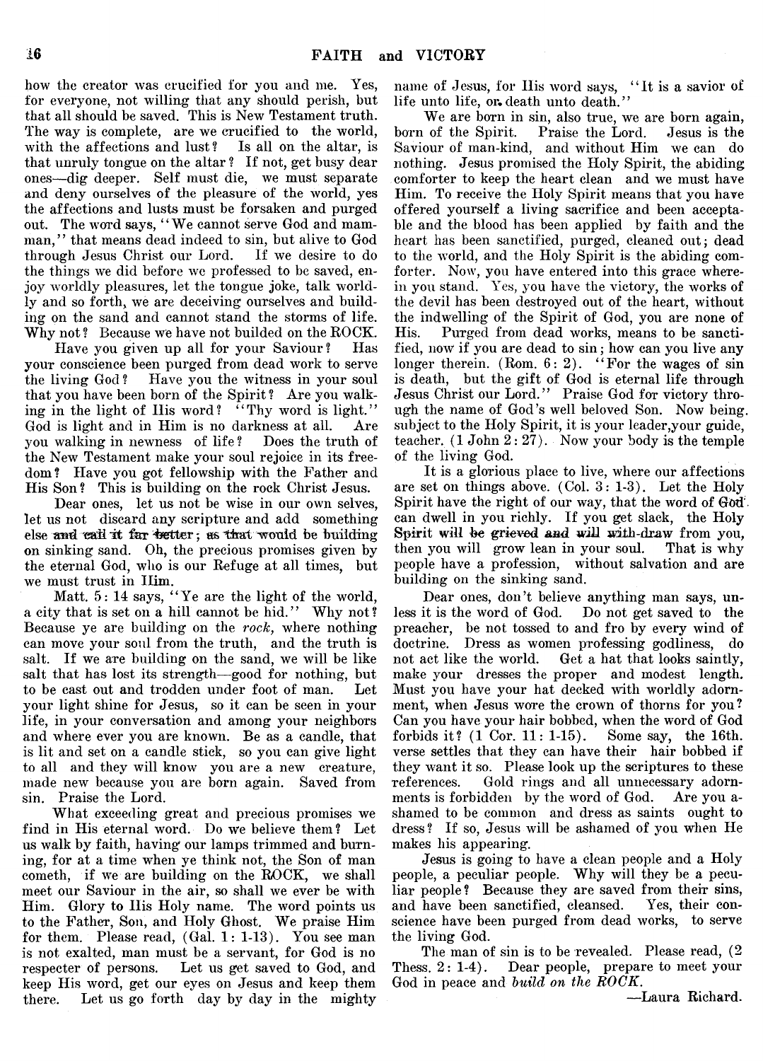how the creator was crucified for you and me. Yes, for everyone, not willing that any should perish, but that all should be saved. This is New Testament truth. The way is complete, are we crucified to the world, with the affections and lust? Is all on the altar, is that unruly tongue on the altar? If not, get busy dear ones—dig deeper. Self must die, we must separate and deny ourselves of the pleasure of the world, yes the affections and lusts must be forsaken and purged out. The word says, "We cannot serve God and mamman," that means dead indeed to sin, but alive to God through Jesus Christ our Lord. If we desire to do the things we did before we professed to be saved, enjoy worldly pleasures, let the tongue joke, talk worldly and so forth, we are deceiving ourselves and building on the sand and cannot stand the storms of life. Why not? Because we have not builded on the ROCK.

Have you given up all for your Saviour? Has your conscience been purged from dead work to serve the living God? Have you the witness in your soul that you have been born of the Spirit? Are you walking in the light of His word? "Thy word is light." God is light and in Him is no darkness at all. Are you walking in newness of life? Does the truth of the New Testament make your soul rejoice in its freedom? Have you got fellowship with the Father and His Son? This is building on the rock Christ Jesus.

Dear ones, let us not be wise in our own selves, let us not discard any scripture and add something else and call it far better; as that would be building on sinking sand. Oh, the precious promises given by the eternal God, who is our Refuge at all times, but we must trust in Him.

Matt. 5: 14 says, "Ye are the light of the world, a city that is set on a hill cannot be hid." Why not? Because ye are building on the *rock*, where nothing can move your soul from the truth, and the truth is salt. If we are building on the sand, we will be like salt that has lost its strength—good for nothing, but to be cast out and trodden under foot of man. Let your light shine for Jesus, so it can be seen in your life, in your conversation and among your neighbors and where ever you are known. Be as a candle, that is lit and set on a candle stick, so you can give light to all and they will know you are a new creature, made new because you are born again. Saved from sin. Praise the Lord.

What exceeding great and precious promises we find in His eternal word. Do we believe them? Let us walk by faith, having our lamps trimmed and burning, for at a time when ye think not, the Son of man cometh, if we are building on the ROCK, we shall meet our Saviour in the air, so shall we ever be with Him. Glory to His Holy name. The word points us to the Father, Son, and Holy Ghost. We praise Him for them. Please read, (Gal. 1: 1-13). You see man is not exalted, man must be a servant, for God is no respecter of persons. Let us get saved to God, and keep His word, get our eyes on Jesus and keep them there. Let us go forth day by day in the mighty name of Jesus, for His word says, "It is a savior of life unto life, or death unto death."

We are born in sin, also true, we are born again, born of the Spirit. Praise the Lord. Jesus is the Saviour of man-kind, and without Him we can do nothing. Jesus promised the Holy Spirit, the abiding comforter to keep the heart clean and we must have Him. To receive the Holy Spirit means that you have offered yourself a living sacrifice and been acceptable and the blood has been applied by faith and the heart has been sanctified, purged, cleaned out; dead to the world, and the Holy Spirit is the abiding comforter. Now, you have entered into this grace wherein you stand. Yes, you have the victory, the works of the devil has been destroyed out of the heart, without the indwelling of the Spirit of God, you are none of His. Purged from dead works, means to be sanctified, now if you are dead to sin; how can you live any longer therein. (Rom. 6: 2). "For the wages of sin is death, but the gift of God is eternal life through Jesus Christ our Lord." Praise God for victory through the name of God's well beloved Son. Now being subject to the Holy Spirit, it is your leader, your guide, teacher. (1 John 2: 27). Now your body is the temple of the living God.

It is a glorious place to live, where our affections are set on things above. (Col. 3: 1-3). Let the Holy Spirit have the right of our way, that the word of God can dwell in you richly. If you get slack, the Holy Spirit will be grieved and will with-draw from you, then you will grow lean in your soul. That is why people have a profession, without salvation and are building on the sinking sand.

Dear ones, don't believe anything man says, unless it is the word of God. Do not get saved to the preacher, be not tossed to and fro by every wind of doctrine. Dress as women professing godliness, do not act like the world. Get a hat that looks saintly, make your dresses the proper and modest length. Must you have your hat decked with worldly adornment, when Jesus wore the crown of thorns for you? Can you have your hair bobbed, when the word of God forbids it? (1 Cor. 11: 1-15). Some say, the 16th. verse settles that they can have their hair bobbed if they want it so. Please look up the scriptures to these references. Gold rings and all unnecessary adornments is forbidden by the word of God. Are you ashamed to be common and dress as saints ought to dress? If so, Jesus will be ashamed of you when He makes his appearing.

Jesus is going to have a clean people and a Holy people, a peculiar people. Why will they be a peculiar people? Because they are saved from their sins, and have been sanctified, cleansed. Yes, their conscience have been purged from dead works, to serve the living God.

The man of sin is to be revealed. Please read, (2 Thess. 2: 1-4). Dear people, prepare to meet your God in peace and *build on the ROCK.*

—Laura Richard.